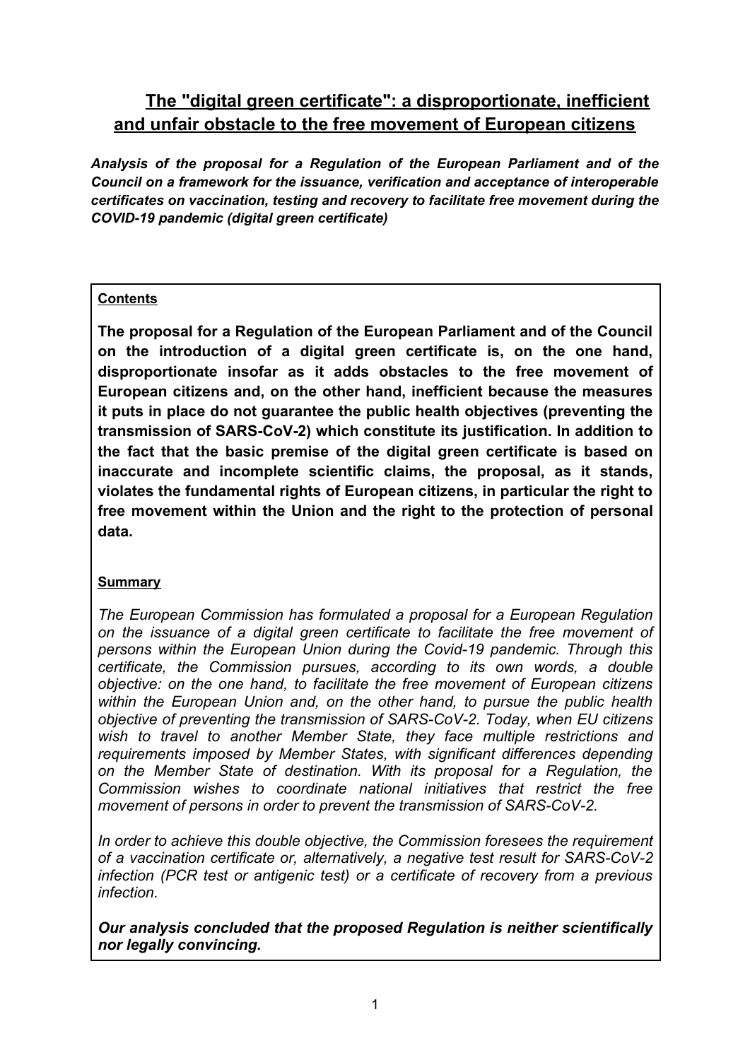# The "digital green certificate": a disproportionate, inefficient and unfair obstacle to the free movement of European citizens

***Analysis of the proposal for a Regulation of the European Parliament and of the Council on a framework for the issuance, verification and acceptance of interoperable certificates on vaccination, testing and recovery to facilitate free movement during the COVID-19 pandemic (digital green certificate)***

## Contents

**The proposal for a Regulation of the European Parliament and of the Council on the introduction of a digital green certificate is, on the one hand, disproportionate insofar as it adds obstacles to the free movement of European citizens and, on the other hand, inefficient because the measures it puts in place do not guarantee the public health objectives (preventing the transmission of SARS-CoV-2) which constitute its justification. In addition to the fact that the basic premise of the digital green certificate is based on inaccurate and incomplete scientific claims, the proposal, as it stands, violates the fundamental rights of European citizens, in particular the right to free movement within the Union and the right to the protection of personal data.**

## Summary

*The European Commission has formulated a proposal for a European Regulation on the issuance of a digital green certificate to facilitate the free movement of persons within the European Union during the Covid-19 pandemic. Through this certificate, the Commission pursues, according to its own words, a double objective: on the one hand, to facilitate the free movement of European citizens within the European Union and, on the other hand, to pursue the public health objective of preventing the transmission of SARS-CoV-2. Today, when EU citizens wish to travel to another Member State, they face multiple restrictions and requirements imposed by Member States, with significant differences depending on the Member State of destination. With its proposal for a Regulation, the Commission wishes to coordinate national initiatives that restrict the free movement of persons in order to prevent the transmission of SARS-CoV-2.*

*In order to achieve this double objective, the Commission foresees the requirement of a vaccination certificate or, alternatively, a negative test result for SARS-CoV-2 infection (PCR test or antigenic test) or a certificate of recovery from a previous infection.*

***Our analysis concluded that the proposed Regulation is neither scientifically nor legally convincing.***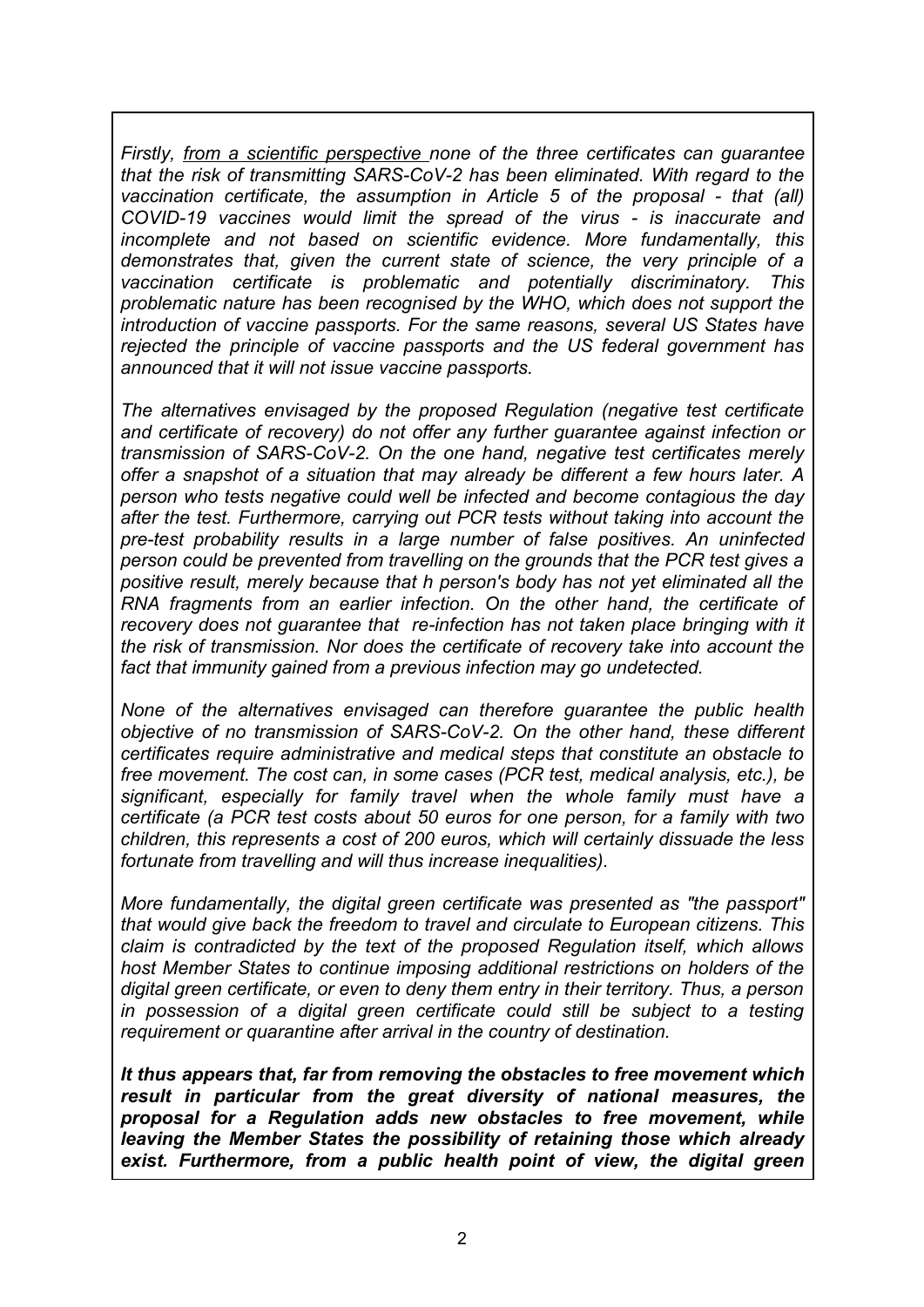*Firstly, <u>from a scientific perspective</u> none of the three certificates can guarantee that the risk of transmitting SARS-CoV-2 has been eliminated. With regard to the vaccination certificate, the assumption in Article 5 of the proposal - that (all) COVID-19 vaccines would limit the spread of the virus - is inaccurate and incomplete and not based on scientific evidence. More fundamentally, this demonstrates that, given the current state of science, the very principle of a vaccination certificate is problematic and potentially discriminatory. This problematic nature has been recognised by the WHO, which does not support the introduction of vaccine passports. For the same reasons, several US States have rejected the principle of vaccine passports and the US federal government has announced that it will not issue vaccine passports.*

*The alternatives envisaged by the proposed Regulation (negative test certificate and certificate of recovery) do not offer any further guarantee against infection or transmission of SARS-CoV-2. On the one hand, negative test certificates merely offer a snapshot of a situation that may already be different a few hours later. A person who tests negative could well be infected and become contagious the day after the test. Furthermore, carrying out PCR tests without taking into account the pre-test probability results in a large number of false positives. An uninfected person could be prevented from travelling on the grounds that the PCR test gives a positive result, merely because that h person's body has not yet eliminated all the RNA fragments from an earlier infection. On the other hand, the certificate of recovery does not guarantee that re-infection has not taken place bringing with it the risk of transmission. Nor does the certificate of recovery take into account the fact that immunity gained from a previous infection may go undetected.*

*None of the alternatives envisaged can therefore guarantee the public health objective of no transmission of SARS-CoV-2. On the other hand, these different certificates require administrative and medical steps that constitute an obstacle to free movement. The cost can, in some cases (PCR test, medical analysis, etc.), be significant, especially for family travel when the whole family must have a certificate (a PCR test costs about 50 euros for one person, for a family with two children, this represents a cost of 200 euros, which will certainly dissuade the less fortunate from travelling and will thus increase inequalities).*

*More fundamentally, the digital green certificate was presented as "the passport" that would give back the freedom to travel and circulate to European citizens. This claim is contradicted by the text of the proposed Regulation itself, which allows host Member States to continue imposing additional restrictions on holders of the digital green certificate, or even to deny them entry in their territory. Thus, a person in possession of a digital green certificate could still be subject to a testing requirement or quarantine after arrival in the country of destination.*

***It thus appears that, far from removing the obstacles to free movement which result in particular from the great diversity of national measures, the proposal for a Regulation adds new obstacles to free movement, while leaving the Member States the possibility of retaining those which already exist. Furthermore, from a public health point of view, the digital green***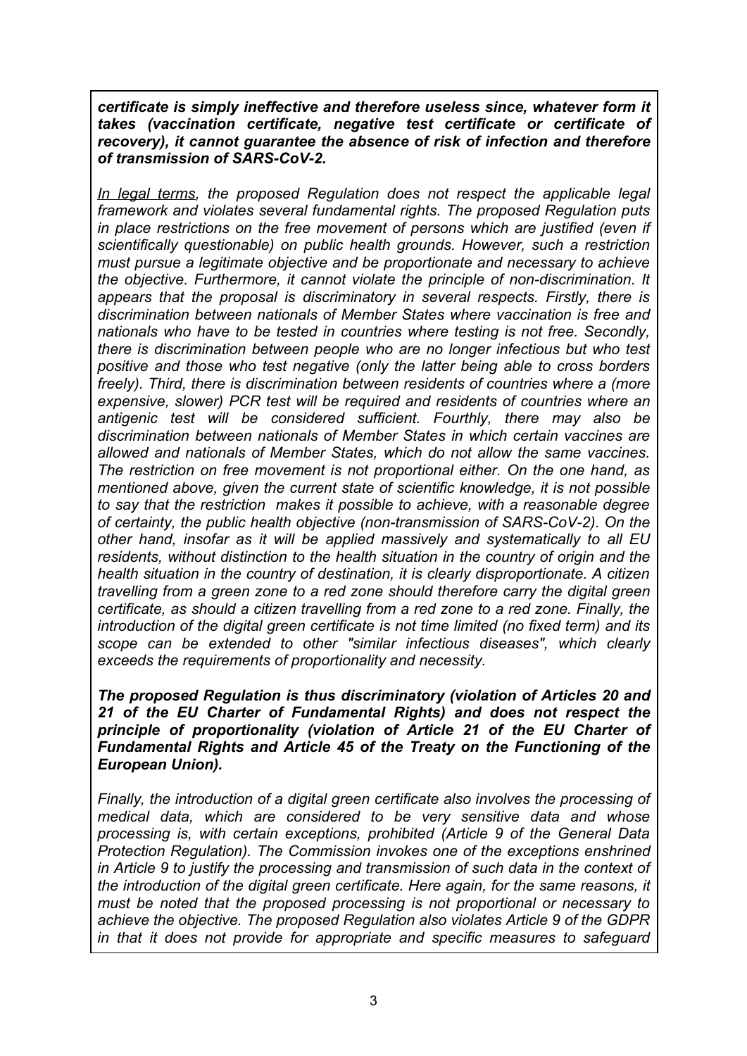***certificate is simply ineffective and therefore useless since, whatever form it takes (vaccination certificate, negative test certificate or certificate of recovery), it cannot guarantee the absence of risk of infection and therefore of transmission of SARS-CoV-2.***

*In legal terms, the proposed Regulation does not respect the applicable legal framework and violates several fundamental rights. The proposed Regulation puts in place restrictions on the free movement of persons which are justified (even if scientifically questionable) on public health grounds. However, such a restriction must pursue a legitimate objective and be proportionate and necessary to achieve the objective. Furthermore, it cannot violate the principle of non-discrimination. It appears that the proposal is discriminatory in several respects. Firstly, there is discrimination between nationals of Member States where vaccination is free and nationals who have to be tested in countries where testing is not free. Secondly, there is discrimination between people who are no longer infectious but who test positive and those who test negative (only the latter being able to cross borders freely). Third, there is discrimination between residents of countries where a (more expensive, slower) PCR test will be required and residents of countries where an antigenic test will be considered sufficient. Fourthly, there may also be discrimination between nationals of Member States in which certain vaccines are allowed and nationals of Member States, which do not allow the same vaccines. The restriction on free movement is not proportional either. On the one hand, as mentioned above, given the current state of scientific knowledge, it is not possible to say that the restriction makes it possible to achieve, with a reasonable degree of certainty, the public health objective (non-transmission of SARS-CoV-2). On the other hand, insofar as it will be applied massively and systematically to all EU residents, without distinction to the health situation in the country of origin and the health situation in the country of destination, it is clearly disproportionate. A citizen travelling from a green zone to a red zone should therefore carry the digital green certificate, as should a citizen travelling from a red zone to a red zone. Finally, the introduction of the digital green certificate is not time limited (no fixed term) and its scope can be extended to other "similar infectious diseases", which clearly exceeds the requirements of proportionality and necessity.*

***The proposed Regulation is thus discriminatory (violation of Articles 20 and 21 of the EU Charter of Fundamental Rights) and does not respect the principle of proportionality (violation of Article 21 of the EU Charter of Fundamental Rights and Article 45 of the Treaty on the Functioning of the European Union).***

*Finally, the introduction of a digital green certificate also involves the processing of medical data, which are considered to be very sensitive data and whose processing is, with certain exceptions, prohibited (Article 9 of the General Data Protection Regulation). The Commission invokes one of the exceptions enshrined in Article 9 to justify the processing and transmission of such data in the context of the introduction of the digital green certificate. Here again, for the same reasons, it must be noted that the proposed processing is not proportional or necessary to achieve the objective. The proposed Regulation also violates Article 9 of the GDPR in that it does not provide for appropriate and specific measures to safeguard*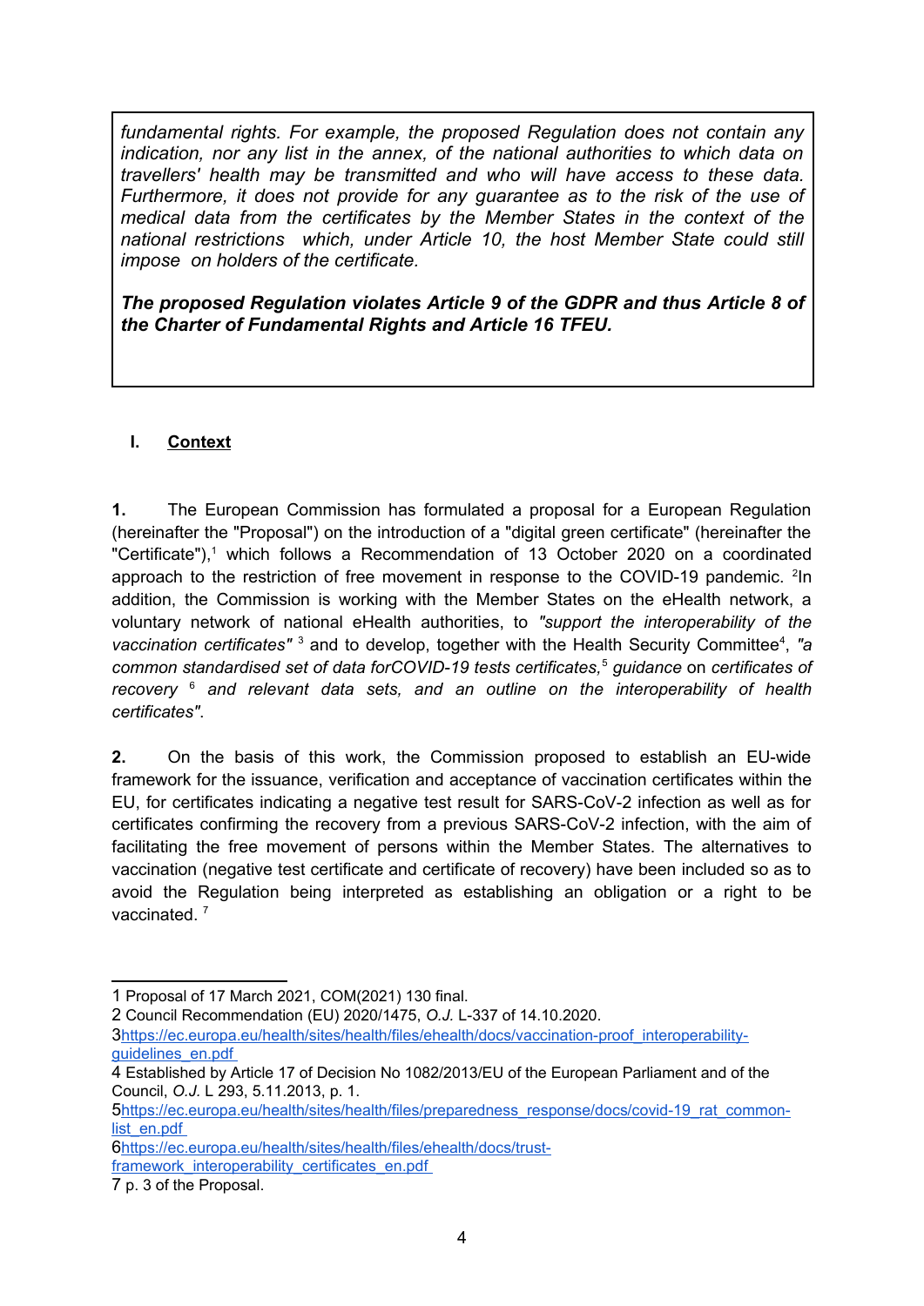*fundamental rights. For example, the proposed Regulation does not contain any indication, nor any list in the annex, of the national authorities to which data on travellers' health may be transmitted and who will have access to these data. Furthermore, it does not provide for any guarantee as to the risk of the use of medical data from the certificates by the Member States in the context of the national restrictions which, under Article 10, the host Member State could still impose on holders of the certificate.*

***The proposed Regulation violates Article 9 of the GDPR and thus Article 8 of the Charter of Fundamental Rights and Article 16 TFEU.***

## I. Context

**1.** The European Commission has formulated a proposal for a European Regulation (hereinafter the "Proposal") on the introduction of a "digital green certificate" (hereinafter the "Certificate"),[1] which follows a Recommendation of 13 October 2020 on a coordinated approach to the restriction of free movement in response to the COVID-19 pandemic. [2]In addition, the Commission is working with the Member States on the eHealth network, a voluntary network of national eHealth authorities, to *"support the interoperability of the vaccination certificates"* [3] and to develop, together with the Health Security Committee[4], *"a common standardised set of data forCOVID-19 tests certificates,*[5] *guidance* on *certificates of recovery* [6] *and relevant data sets, and an outline on the interoperability of health certificates"*.

**2.** On the basis of this work, the Commission proposed to establish an EU-wide framework for the issuance, verification and acceptance of vaccination certificates within the EU, for certificates indicating a negative test result for SARS-CoV-2 infection as well as for certificates confirming the recovery from a previous SARS-CoV-2 infection, with the aim of facilitating the free movement of persons within the Member States. The alternatives to vaccination (negative test certificate and certificate of recovery) have been included so as to avoid the Regulation being interpreted as establishing an obligation or a right to be vaccinated. [7]

---

1 Proposal of 17 March 2021, COM(2021) 130 final.

2 Council Recommendation (EU) 2020/1475, *O.J.* L-337 of 14.10.2020.

3https://ec.europa.eu/health/sites/health/files/ehealth/docs/vaccination-proof_interoperability-guidelines_en.pdf

4 Established by Article 17 of Decision No 1082/2013/EU of the European Parliament and of the Council, *O.J.* L 293, 5.11.2013, p. 1.

5https://ec.europa.eu/health/sites/health/files/preparedness_response/docs/covid-19_rat_common-list_en.pdf

6https://ec.europa.eu/health/sites/health/files/ehealth/docs/trust-framework_interoperability_certificates_en.pdf

7 p. 3 of the Proposal.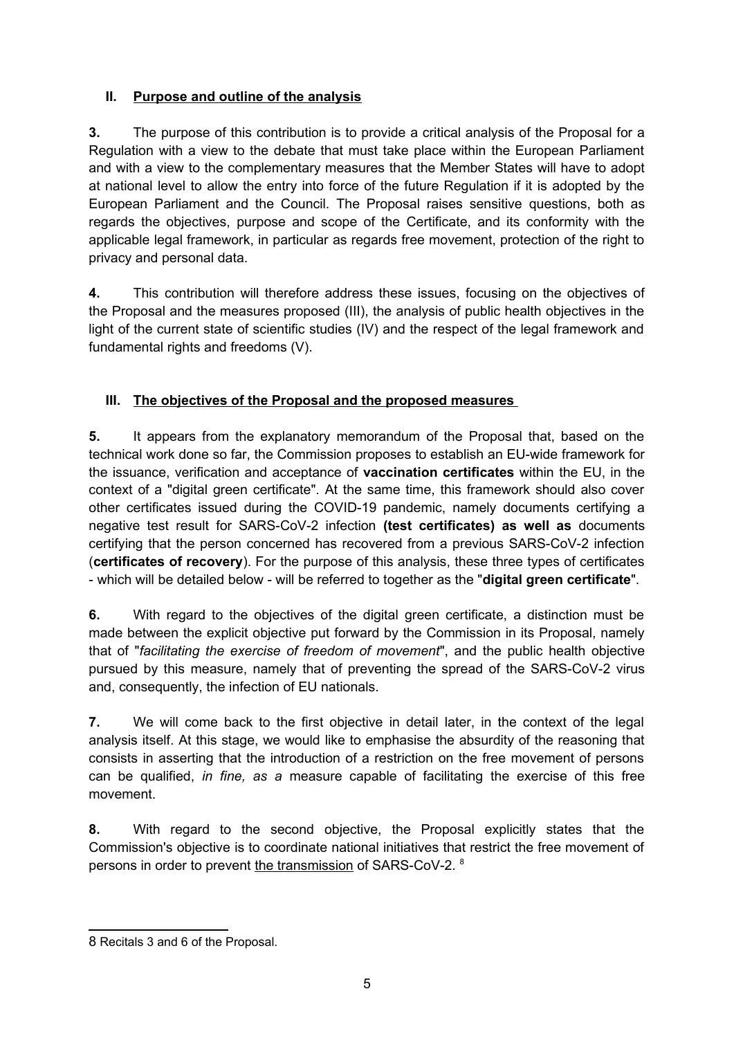## II. Purpose and outline of the analysis

**3.** The purpose of this contribution is to provide a critical analysis of the Proposal for a Regulation with a view to the debate that must take place within the European Parliament and with a view to the complementary measures that the Member States will have to adopt at national level to allow the entry into force of the future Regulation if it is adopted by the European Parliament and the Council. The Proposal raises sensitive questions, both as regards the objectives, purpose and scope of the Certificate, and its conformity with the applicable legal framework, in particular as regards free movement, protection of the right to privacy and personal data.

**4.** This contribution will therefore address these issues, focusing on the objectives of the Proposal and the measures proposed (III), the analysis of public health objectives in the light of the current state of scientific studies (IV) and the respect of the legal framework and fundamental rights and freedoms (V).

## III. The objectives of the Proposal and the proposed measures

**5.** It appears from the explanatory memorandum of the Proposal that, based on the technical work done so far, the Commission proposes to establish an EU-wide framework for the issuance, verification and acceptance of **vaccination certificates** within the EU, in the context of a "digital green certificate". At the same time, this framework should also cover other certificates issued during the COVID-19 pandemic, namely documents certifying a negative test result for SARS-CoV-2 infection **(test certificates) as well as** documents certifying that the person concerned has recovered from a previous SARS-CoV-2 infection (**certificates of recovery**). For the purpose of this analysis, these three types of certificates - which will be detailed below - will be referred to together as the "**digital green certificate**".

**6.** With regard to the objectives of the digital green certificate, a distinction must be made between the explicit objective put forward by the Commission in its Proposal, namely that of "*facilitating the exercise of freedom of movement*", and the public health objective pursued by this measure, namely that of preventing the spread of the SARS-CoV-2 virus and, consequently, the infection of EU nationals.

**7.** We will come back to the first objective in detail later, in the context of the legal analysis itself. At this stage, we would like to emphasise the absurdity of the reasoning that consists in asserting that the introduction of a restriction on the free movement of persons can be qualified, *in fine, as a* measure capable of facilitating the exercise of this free movement.

**8.** With regard to the second objective, the Proposal explicitly states that the Commission's objective is to coordinate national initiatives that restrict the free movement of persons in order to prevent the transmission of SARS-CoV-2. [8]

---

8 Recitals 3 and 6 of the Proposal.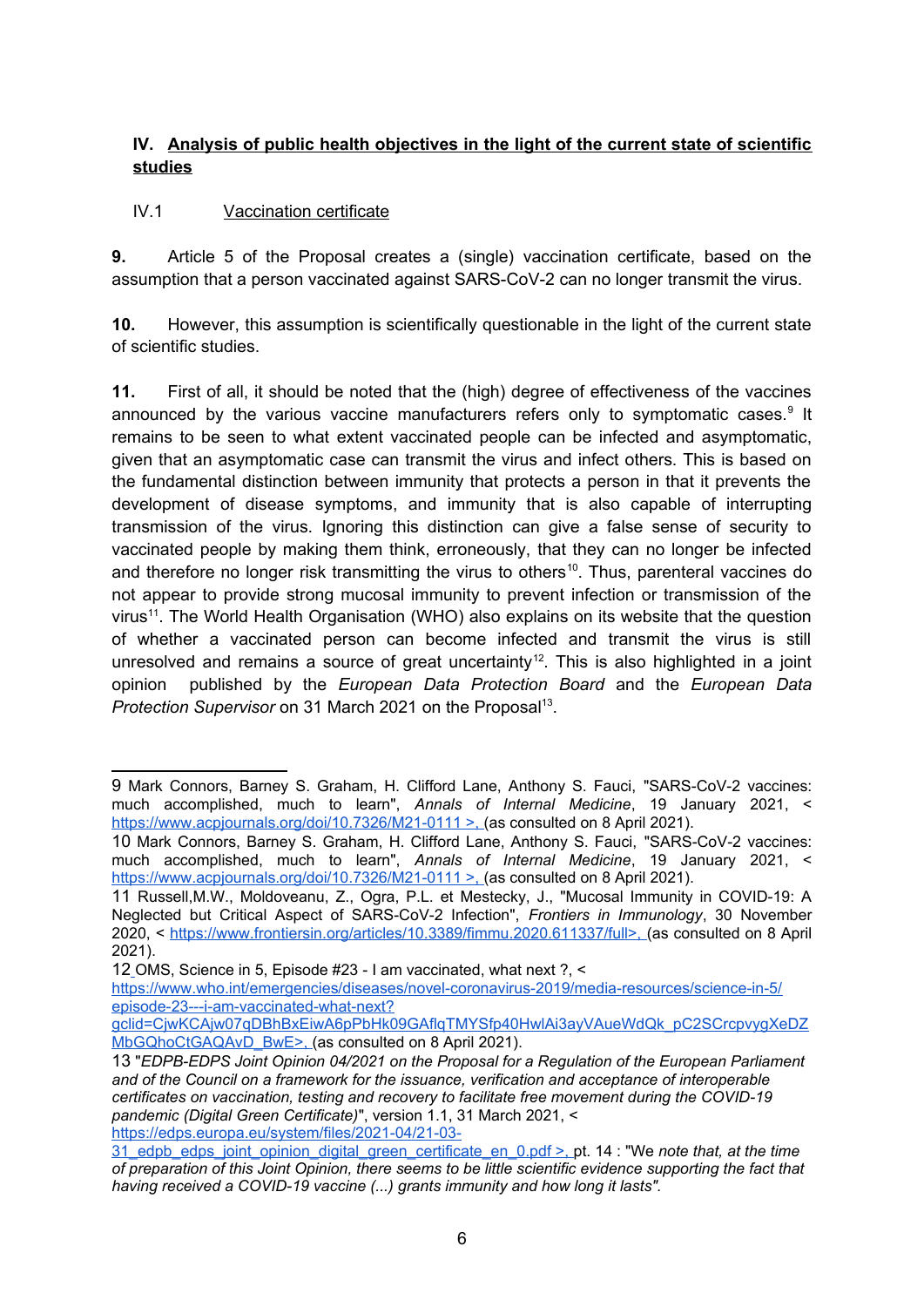## IV. Analysis of public health objectives in the light of the current state of scientific studies

### IV.1 Vaccination certificate

**9.** Article 5 of the Proposal creates a (single) vaccination certificate, based on the assumption that a person vaccinated against SARS-CoV-2 can no longer transmit the virus.

**10.** However, this assumption is scientifically questionable in the light of the current state of scientific studies.

**11.** First of all, it should be noted that the (high) degree of effectiveness of the vaccines announced by the various vaccine manufacturers refers only to symptomatic cases.[9] It remains to be seen to what extent vaccinated people can be infected and asymptomatic, given that an asymptomatic case can transmit the virus and infect others. This is based on the fundamental distinction between immunity that protects a person in that it prevents the development of disease symptoms, and immunity that is also capable of interrupting transmission of the virus. Ignoring this distinction can give a false sense of security to vaccinated people by making them think, erroneously, that they can no longer be infected and therefore no longer risk transmitting the virus to others[10]. Thus, parenteral vaccines do not appear to provide strong mucosal immunity to prevent infection or transmission of the virus[11]. The World Health Organisation (WHO) also explains on its website that the question of whether a vaccinated person can become infected and transmit the virus is still unresolved and remains a source of great uncertainty[12]. This is also highlighted in a joint opinion published by the *European Data Protection Board* and the *European Data Protection Supervisor* on 31 March 2021 on the Proposal[13].

---

9 Mark Connors, Barney S. Graham, H. Clifford Lane, Anthony S. Fauci, "SARS-CoV-2 vaccines: much accomplished, much to learn", *Annals of Internal Medicine*, 19 January 2021, < https://www.acpjournals.org/doi/10.7326/M21-0111 >, (as consulted on 8 April 2021).

10 Mark Connors, Barney S. Graham, H. Clifford Lane, Anthony S. Fauci, "SARS-CoV-2 vaccines: much accomplished, much to learn", *Annals of Internal Medicine*, 19 January 2021, < https://www.acpjournals.org/doi/10.7326/M21-0111 >, (as consulted on 8 April 2021).

11 Russell,M.W., Moldoveanu, Z., Ogra, P.L. et Mestecky, J., "Mucosal Immunity in COVID-19: A Neglected but Critical Aspect of SARS-CoV-2 Infection", *Frontiers in Immunology*, 30 November 2020, < https://www.frontiersin.org/articles/10.3389/fimmu.2020.611337/full>, (as consulted on 8 April 2021).

12 OMS, Science in 5, Episode #23 - I am vaccinated, what next ?, < https://www.who.int/emergencies/diseases/novel-coronavirus-2019/media-resources/science-in-5/episode-23---i-am-vaccinated-what-next?gclid=CjwKCAjw07qDBhBxEiwA6pPbHk09GAflqTMYSfp40HwlAi3ayVAueWdQk_pC2SCrcpvygXeDZMbGQhoCtGAQAvD_BwE>, (as consulted on 8 April 2021).

13 "*EDPB-EDPS Joint Opinion 04/2021 on the Proposal for a Regulation of the European Parliament and of the Council on a framework for the issuance, verification and acceptance of interoperable certificates on vaccination, testing and recovery to facilitate free movement during the COVID-19 pandemic (Digital Green Certificate)*", version 1.1, 31 March 2021, < https://edps.europa.eu/system/files/2021-04/21-03-31_edpb_edps_joint_opinion_digital_green_certificate_en_0.pdf >, pt. 14 : "We *note that, at the time of preparation of this Joint Opinion, there seems to be little scientific evidence supporting the fact that having received a COVID-19 vaccine (...) grants immunity and how long it lasts"*.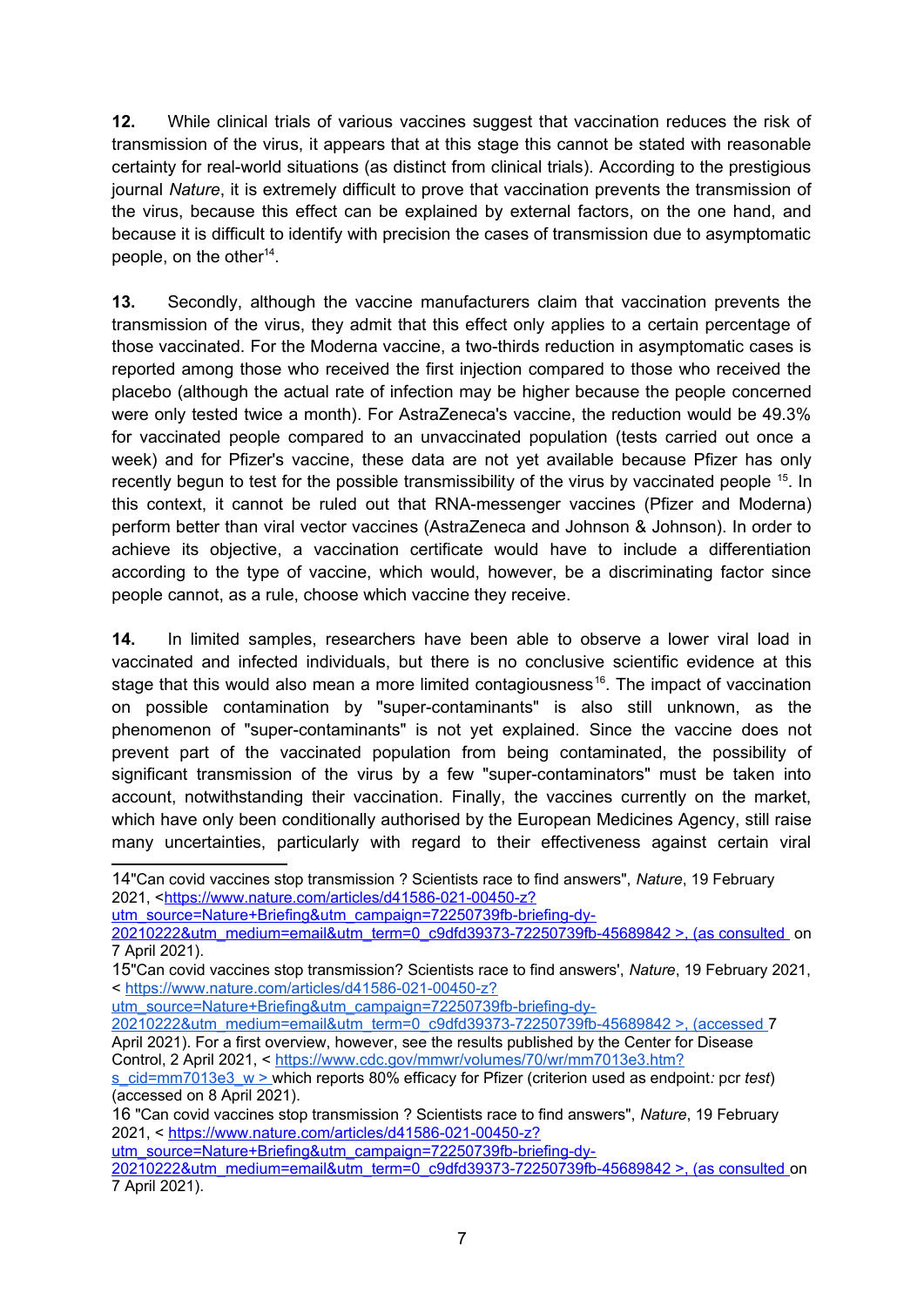**12.** While clinical trials of various vaccines suggest that vaccination reduces the risk of transmission of the virus, it appears that at this stage this cannot be stated with reasonable certainty for real-world situations (as distinct from clinical trials). According to the prestigious journal *Nature*, it is extremely difficult to prove that vaccination prevents the transmission of the virus, because this effect can be explained by external factors, on the one hand, and because it is difficult to identify with precision the cases of transmission due to asymptomatic people, on the other[14].

**13.** Secondly, although the vaccine manufacturers claim that vaccination prevents the transmission of the virus, they admit that this effect only applies to a certain percentage of those vaccinated. For the Moderna vaccine, a two-thirds reduction in asymptomatic cases is reported among those who received the first injection compared to those who received the placebo (although the actual rate of infection may be higher because the people concerned were only tested twice a month). For AstraZeneca's vaccine, the reduction would be 49.3% for vaccinated people compared to an unvaccinated population (tests carried out once a week) and for Pfizer's vaccine, these data are not yet available because Pfizer has only recently begun to test for the possible transmissibility of the virus by vaccinated people [15]. In this context, it cannot be ruled out that RNA-messenger vaccines (Pfizer and Moderna) perform better than viral vector vaccines (AstraZeneca and Johnson & Johnson). In order to achieve its objective, a vaccination certificate would have to include a differentiation according to the type of vaccine, which would, however, be a discriminating factor since people cannot, as a rule, choose which vaccine they receive.

**14.** In limited samples, researchers have been able to observe a lower viral load in vaccinated and infected individuals, but there is no conclusive scientific evidence at this stage that this would also mean a more limited contagiousness[16]. The impact of vaccination on possible contamination by "super-contaminants" is also still unknown, as the phenomenon of "super-contaminants" is not yet explained. Since the vaccine does not prevent part of the vaccinated population from being contaminated, the possibility of significant transmission of the virus by a few "super-contaminators" must be taken into account, notwithstanding their vaccination. Finally, the vaccines currently on the market, which have only been conditionally authorised by the European Medicines Agency, still raise many uncertainties, particularly with regard to their effectiveness against certain viral

---

14"Can covid vaccines stop transmission ? Scientists race to find answers", *Nature*, 19 February 2021, <https://www.nature.com/articles/d41586-021-00450-z?utm_source=Nature+Briefing&utm_campaign=72250739fb-briefing-dy-20210222&utm_medium=email&utm_term=0_c9dfd39373-72250739fb-45689842 >, (as consulted on 7 April 2021).

15"Can covid vaccines stop transmission? Scientists race to find answers', *Nature*, 19 February 2021, < https://www.nature.com/articles/d41586-021-00450-z?utm_source=Nature+Briefing&utm_campaign=72250739fb-briefing-dy-20210222&utm_medium=email&utm_term=0_c9dfd39373-72250739fb-45689842 >, (accessed 7 April 2021). For a first overview, however, see the results published by the Center for Disease Control, 2 April 2021, < https://www.cdc.gov/mmwr/volumes/70/wr/mm7013e3.htm?s_cid=mm7013e3_w > which reports 80% efficacy for Pfizer (criterion used as endpoint*:* pcr *test*) (accessed on 8 April 2021).

16 "Can covid vaccines stop transmission ? Scientists race to find answers", *Nature*, 19 February 2021, < https://www.nature.com/articles/d41586-021-00450-z?utm_source=Nature+Briefing&utm_campaign=72250739fb-briefing-dy-20210222&utm_medium=email&utm_term=0_c9dfd39373-72250739fb-45689842 >, (as consulted on 7 April 2021).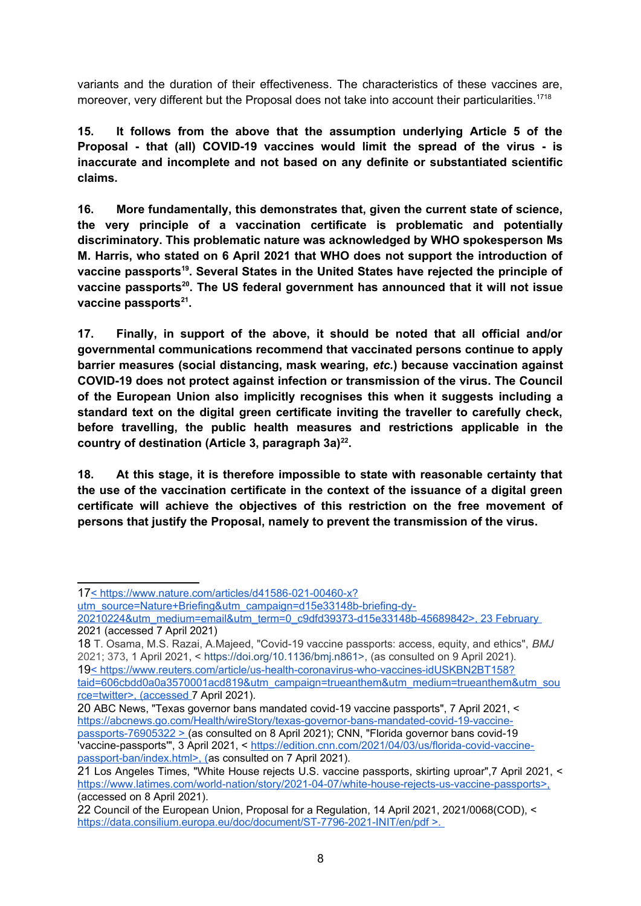variants and the duration of their effectiveness. The characteristics of these vaccines are, moreover, very different but the Proposal does not take into account their particularities.[17][18]

**15. It follows from the above that the assumption underlying Article 5 of the Proposal - that (all) COVID-19 vaccines would limit the spread of the virus - is inaccurate and incomplete and not based on any definite or substantiated scientific claims.**

**16. More fundamentally, this demonstrates that, given the current state of science, the very principle of a vaccination certificate is problematic and potentially discriminatory. This problematic nature was acknowledged by WHO spokesperson Ms M. Harris, who stated on 6 April 2021 that WHO does not support the introduction of vaccine passports[19]. Several States in the United States have rejected the principle of vaccine passports[20]. The US federal government has announced that it will not issue vaccine passports[21].**

**17. Finally, in support of the above, it should be noted that all official and/or governmental communications recommend that vaccinated persons continue to apply barrier measures (social distancing, mask wearing, *etc.*) because vaccination against COVID-19 does not protect against infection or transmission of the virus. The Council of the European Union also implicitly recognises this when it suggests including a standard text on the digital green certificate inviting the traveller to carefully check, before travelling, the public health measures and restrictions applicable in the country of destination (Article 3, paragraph 3a)[22].**

**18. At this stage, it is therefore impossible to state with reasonable certainty that the use of the vaccination certificate in the context of the issuance of a digital green certificate will achieve the objectives of this restriction on the free movement of persons that justify the Proposal, namely to prevent the transmission of the virus.**

---

17< https://www.nature.com/articles/d41586-021-00460-x?utm_source=Nature+Briefing&utm_campaign=d15e33148b-briefing-dy-20210224&utm_medium=email&utm_term=0_c9dfd39373-d15e33148b-45689842>, 23 February 2021 (accessed 7 April 2021)

18 T. Osama, M.S. Razai, A.Majeed, "Covid-19 vaccine passports: access, equity, and ethics", *BMJ* 2021; 373, 1 April 2021, < https://doi.org/10.1136/bmj.n861>, (as consulted on 9 April 2021).

19< https://www.reuters.com/article/us-health-coronavirus-who-vaccines-idUSKBN2BT158?taid=606cbdd0a0a3570001acd819&utm_campaign=trueanthem&utm_medium=trueanthem&utm_source=twitter>, (accessed 7 April 2021).

20 ABC News, "Texas governor bans mandated covid-19 vaccine passports", 7 April 2021, < https://abcnews.go.com/Health/wireStory/texas-governor-bans-mandated-covid-19-vaccine-passports-76905322 > (as consulted on 8 April 2021); CNN, "Florida governor bans covid-19 'vaccine-passports'", 3 April 2021, < https://edition.cnn.com/2021/04/03/us/florida-covid-vaccine-passport-ban/index.html>, (as consulted on 7 April 2021).

21 Los Angeles Times, "White House rejects U.S. vaccine passports, skirting uproar",7 April 2021, < https://www.latimes.com/world-nation/story/2021-04-07/white-house-rejects-us-vaccine-passports>, (accessed on 8 April 2021).

22 Council of the European Union, Proposal for a Regulation, 14 April 2021, 2021/0068(COD), < https://data.consilium.europa.eu/doc/document/ST-7796-2021-INIT/en/pdf >.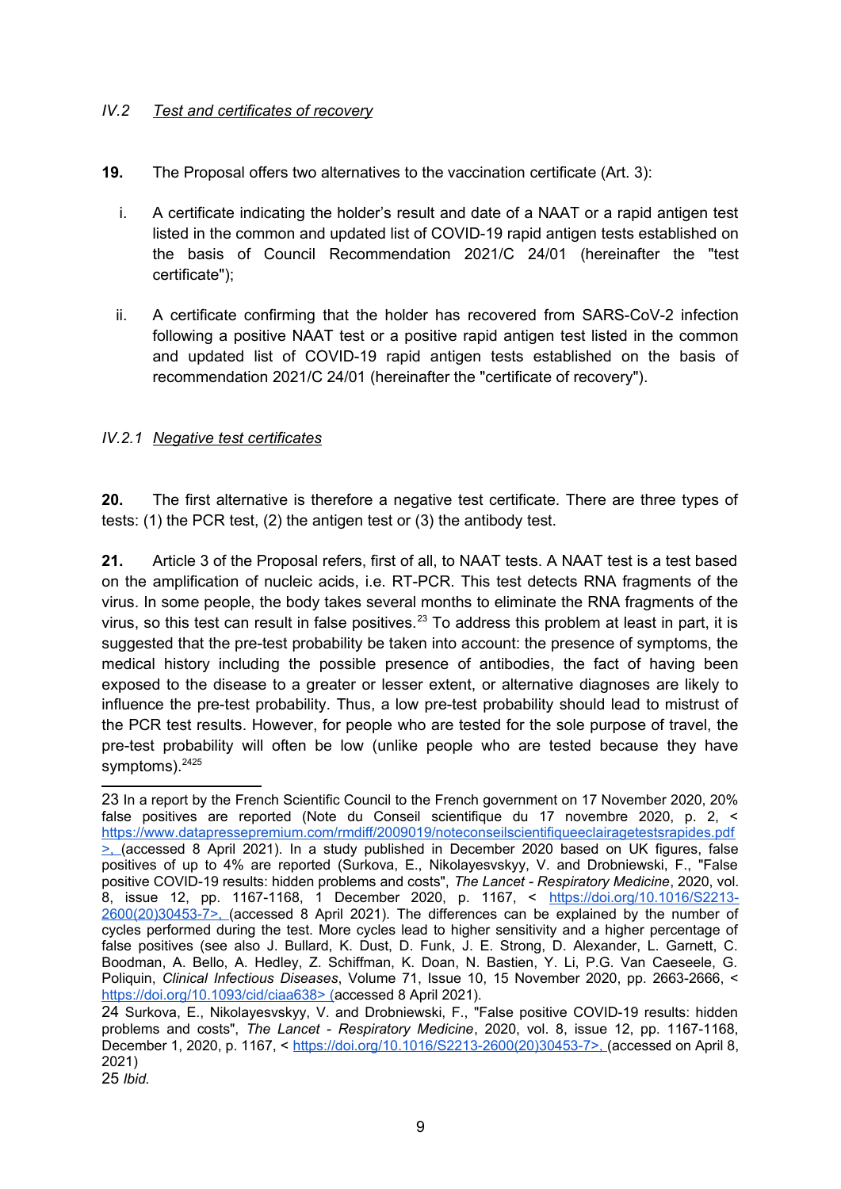*IV.2 Test and certificates of recovery*

**19.** The Proposal offers two alternatives to the vaccination certificate (Art. 3):

i. A certificate indicating the holder's result and date of a NAAT or a rapid antigen test listed in the common and updated list of COVID-19 rapid antigen tests established on the basis of Council Recommendation 2021/C 24/01 (hereinafter the "test certificate");

ii. A certificate confirming that the holder has recovered from SARS-CoV-2 infection following a positive NAAT test or a positive rapid antigen test listed in the common and updated list of COVID-19 rapid antigen tests established on the basis of recommendation 2021/C 24/01 (hereinafter the "certificate of recovery").

*IV.2.1 Negative test certificates*

**20.** The first alternative is therefore a negative test certificate. There are three types of tests: (1) the PCR test, (2) the antigen test or (3) the antibody test.

**21.** Article 3 of the Proposal refers, first of all, to NAAT tests. A NAAT test is a test based on the amplification of nucleic acids, i.e. RT-PCR. This test detects RNA fragments of the virus. In some people, the body takes several months to eliminate the RNA fragments of the virus, so this test can result in false positives.[23] To address this problem at least in part, it is suggested that the pre-test probability be taken into account: the presence of symptoms, the medical history including the possible presence of antibodies, the fact of having been exposed to the disease to a greater or lesser extent, or alternative diagnoses are likely to influence the pre-test probability. Thus, a low pre-test probability should lead to mistrust of the PCR test results. However, for people who are tested for the sole purpose of travel, the pre-test probability will often be low (unlike people who are tested because they have symptoms).[24][25]

---

23 In a report by the French Scientific Council to the French government on 17 November 2020, 20% false positives are reported (Note du Conseil scientifique du 17 novembre 2020, p. 2, < https://www.datapressepremium.com/rmdiff/2009019/noteconseilscientifiqueeclairagetestsrapides.pdf >, (accessed 8 April 2021). In a study published in December 2020 based on UK figures, false positives of up to 4% are reported (Surkova, E., Nikolayesvskyy, V. and Drobniewski, F., "False positive COVID-19 results: hidden problems and costs", *The Lancet - Respiratory Medicine*, 2020, vol. 8, issue 12, pp. 1167-1168, 1 December 2020, p. 1167, < https://doi.org/10.1016/S2213-2600(20)30453-7>, (accessed 8 April 2021). The differences can be explained by the number of cycles performed during the test. More cycles lead to higher sensitivity and a higher percentage of false positives (see also J. Bullard, K. Dust, D. Funk, J. E. Strong, D. Alexander, L. Garnett, C. Boodman, A. Bello, A. Hedley, Z. Schiffman, K. Doan, N. Bastien, Y. Li, P.G. Van Caeseele, G. Poliquin, *Clinical Infectious Diseases*, Volume 71, Issue 10, 15 November 2020, pp. 2663-2666, < https://doi.org/10.1093/cid/ciaa638> (accessed 8 April 2021).

24 Surkova, E., Nikolayesvskyy, V. and Drobniewski, F., "False positive COVID-19 results: hidden problems and costs", *The Lancet - Respiratory Medicine*, 2020, vol. 8, issue 12, pp. 1167-1168, December 1, 2020, p. 1167, < https://doi.org/10.1016/S2213-2600(20)30453-7>, (accessed on April 8, 2021)

25 *Ibid.*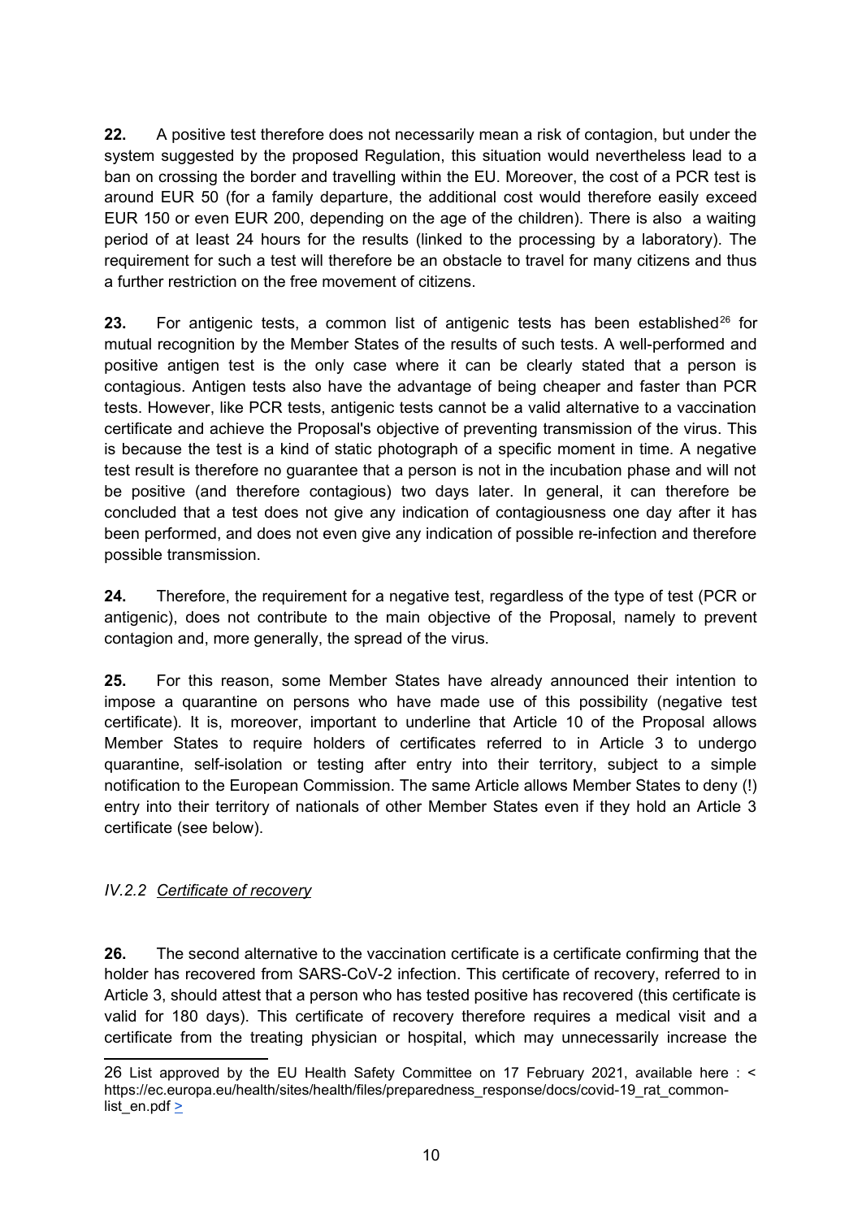**22.** A positive test therefore does not necessarily mean a risk of contagion, but under the system suggested by the proposed Regulation, this situation would nevertheless lead to a ban on crossing the border and travelling within the EU. Moreover, the cost of a PCR test is around EUR 50 (for a family departure, the additional cost would therefore easily exceed EUR 150 or even EUR 200, depending on the age of the children). There is also a waiting period of at least 24 hours for the results (linked to the processing by a laboratory). The requirement for such a test will therefore be an obstacle to travel for many citizens and thus a further restriction on the free movement of citizens.

**23.** For antigenic tests, a common list of antigenic tests has been established[26] for mutual recognition by the Member States of the results of such tests. A well-performed and positive antigen test is the only case where it can be clearly stated that a person is contagious. Antigen tests also have the advantage of being cheaper and faster than PCR tests. However, like PCR tests, antigenic tests cannot be a valid alternative to a vaccination certificate and achieve the Proposal's objective of preventing transmission of the virus. This is because the test is a kind of static photograph of a specific moment in time. A negative test result is therefore no guarantee that a person is not in the incubation phase and will not be positive (and therefore contagious) two days later. In general, it can therefore be concluded that a test does not give any indication of contagiousness one day after it has been performed, and does not even give any indication of possible re-infection and therefore possible transmission.

**24.** Therefore, the requirement for a negative test, regardless of the type of test (PCR or antigenic), does not contribute to the main objective of the Proposal, namely to prevent contagion and, more generally, the spread of the virus.

**25.** For this reason, some Member States have already announced their intention to impose a quarantine on persons who have made use of this possibility (negative test certificate). It is, moreover, important to underline that Article 10 of the Proposal allows Member States to require holders of certificates referred to in Article 3 to undergo quarantine, self-isolation or testing after entry into their territory, subject to a simple notification to the European Commission. The same Article allows Member States to deny (!) entry into their territory of nationals of other Member States even if they hold an Article 3 certificate (see below).

### *IV.2.2 Certificate of recovery*

**26.** The second alternative to the vaccination certificate is a certificate confirming that the holder has recovered from SARS-CoV-2 infection. This certificate of recovery, referred to in Article 3, should attest that a person who has tested positive has recovered (this certificate is valid for 180 days). This certificate of recovery therefore requires a medical visit and a certificate from the treating physician or hospital, which may unnecessarily increase the

---

26 List approved by the EU Health Safety Committee on 17 February 2021, available here : < https://ec.europa.eu/health/sites/health/files/preparedness_response/docs/covid-19_rat_common-list_en.pdf >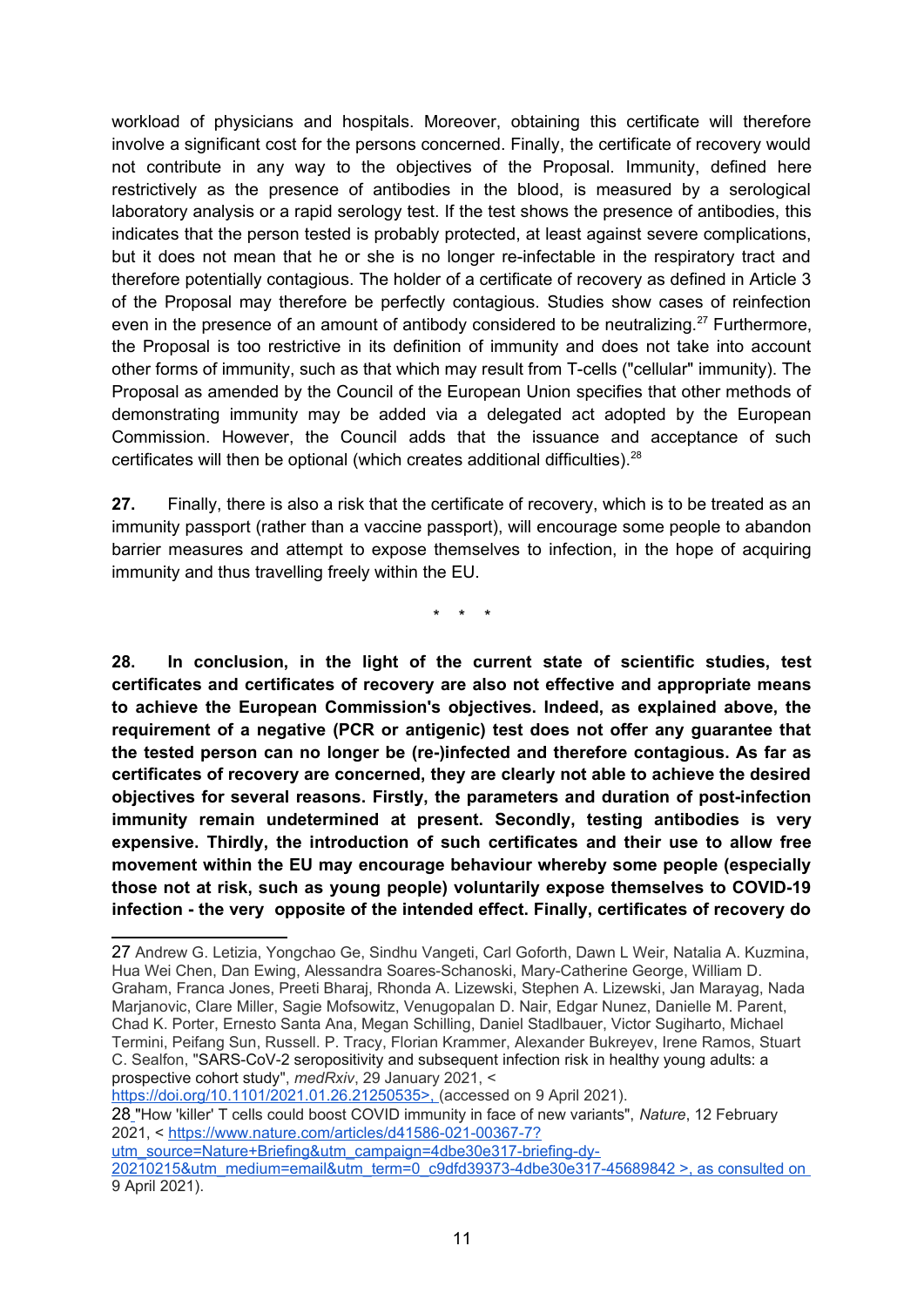workload of physicians and hospitals. Moreover, obtaining this certificate will therefore involve a significant cost for the persons concerned. Finally, the certificate of recovery would not contribute in any way to the objectives of the Proposal. Immunity, defined here restrictively as the presence of antibodies in the blood, is measured by a serological laboratory analysis or a rapid serology test. If the test shows the presence of antibodies, this indicates that the person tested is probably protected, at least against severe complications, but it does not mean that he or she is no longer re-infectable in the respiratory tract and therefore potentially contagious. The holder of a certificate of recovery as defined in Article 3 of the Proposal may therefore be perfectly contagious. Studies show cases of reinfection even in the presence of an amount of antibody considered to be neutralizing.[27] Furthermore, the Proposal is too restrictive in its definition of immunity and does not take into account other forms of immunity, such as that which may result from T-cells ("cellular" immunity). The Proposal as amended by the Council of the European Union specifies that other methods of demonstrating immunity may be added via a delegated act adopted by the European Commission. However, the Council adds that the issuance and acceptance of such certificates will then be optional (which creates additional difficulties).[28]

**27.** Finally, there is also a risk that the certificate of recovery, which is to be treated as an immunity passport (rather than a vaccine passport), will encourage some people to abandon barrier measures and attempt to expose themselves to infection, in the hope of acquiring immunity and thus travelling freely within the EU.

\* \* \*

**28. In conclusion, in the light of the current state of scientific studies, test certificates and certificates of recovery are also not effective and appropriate means to achieve the European Commission's objectives. Indeed, as explained above, the requirement of a negative (PCR or antigenic) test does not offer any guarantee that the tested person can no longer be (re-)infected and therefore contagious. As far as certificates of recovery are concerned, they are clearly not able to achieve the desired objectives for several reasons. Firstly, the parameters and duration of post-infection immunity remain undetermined at present. Secondly, testing antibodies is very expensive. Thirdly, the introduction of such certificates and their use to allow free movement within the EU may encourage behaviour whereby some people (especially those not at risk, such as young people) voluntarily expose themselves to COVID-19 infection - the very opposite of the intended effect. Finally, certificates of recovery do**

---

27 Andrew G. Letizia, Yongchao Ge, Sindhu Vangeti, Carl Goforth, Dawn L Weir, Natalia A. Kuzmina, Hua Wei Chen, Dan Ewing, Alessandra Soares-Schanoski, Mary-Catherine George, William D. Graham, Franca Jones, Preeti Bharaj, Rhonda A. Lizewski, Stephen A. Lizewski, Jan Marayag, Nada Marjanovic, Clare Miller, Sagie Mofsowitz, Venugopalan D. Nair, Edgar Nunez, Danielle M. Parent, Chad K. Porter, Ernesto Santa Ana, Megan Schilling, Daniel Stadlbauer, Victor Sugiharto, Michael Termini, Peifang Sun, Russell. P. Tracy, Florian Krammer, Alexander Bukreyev, Irene Ramos, Stuart C. Sealfon, "SARS-CoV-2 seropositivity and subsequent infection risk in healthy young adults: a prospective cohort study", *medRxiv*, 29 January 2021, < https://doi.org/10.1101/2021.01.26.21250535>, (accessed on 9 April 2021).

28 "How 'killer' T cells could boost COVID immunity in face of new variants", *Nature*, 12 February 2021, < https://www.nature.com/articles/d41586-021-00367-7?utm_source=Nature+Briefing&utm_campaign=4dbe30e317-briefing-dy-20210215&utm_medium=email&utm_term=0_c9dfd39373-4dbe30e317-45689842 >, as consulted on 9 April 2021).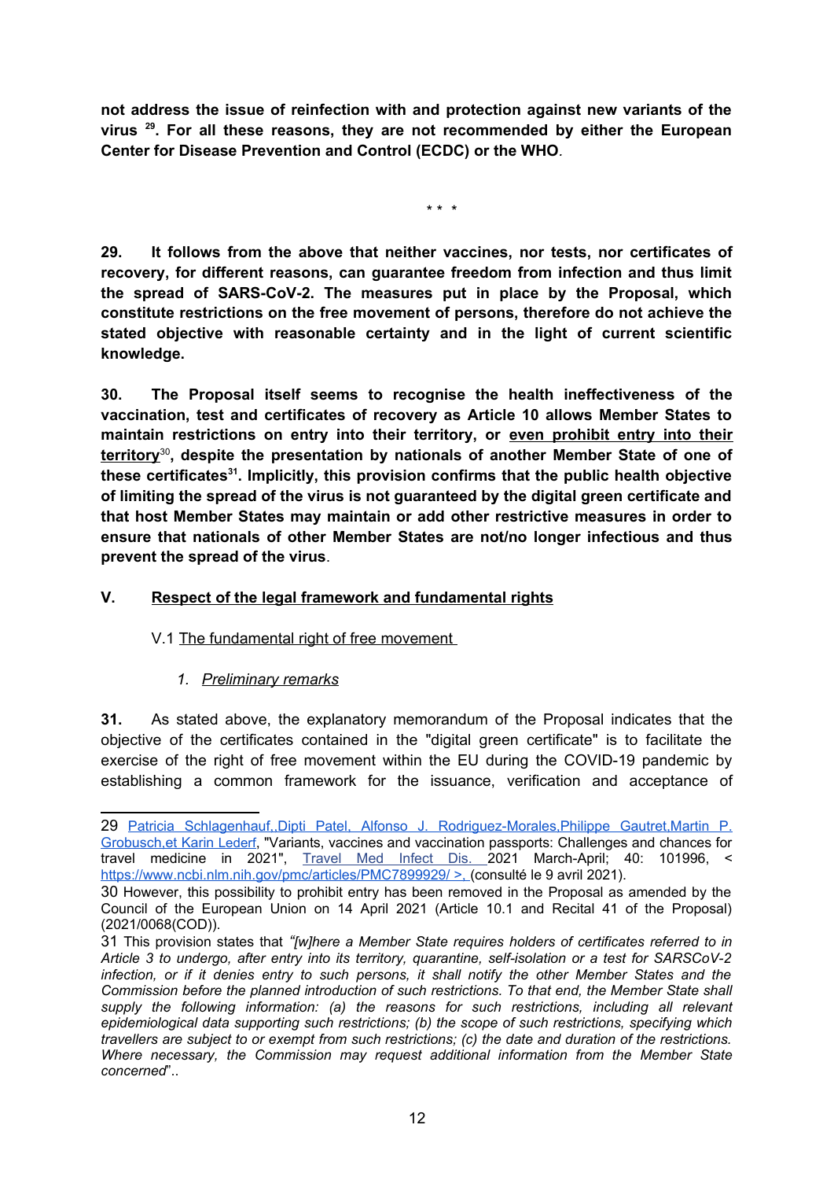**not address the issue of reinfection with and protection against new variants of the virus [29]. For all these reasons, they are not recommended by either the European Center for Disease Prevention and Control (ECDC) or the WHO**.

\* \* \*

**29. It follows from the above that neither vaccines, nor tests, nor certificates of recovery, for different reasons, can guarantee freedom from infection and thus limit the spread of SARS-CoV-2. The measures put in place by the Proposal, which constitute restrictions on the free movement of persons, therefore do not achieve the stated objective with reasonable certainty and in the light of current scientific knowledge.**

**30. The Proposal itself seems to recognise the health ineffectiveness of the vaccination, test and certificates of recovery as Article 10 allows Member States to maintain restrictions on entry into their territory, or <u>even prohibit entry into their territory</u>[30], despite the presentation by nationals of another Member State of one of these certificates[31]. Implicitly, this provision confirms that the public health objective of limiting the spread of the virus is not guaranteed by the digital green certificate and that host Member States may maintain or add other restrictive measures in order to ensure that nationals of other Member States are not/no longer infectious and thus prevent the spread of the virus**.

## V. <u>Respect of the legal framework and fundamental rights</u>

### V.1 <u>The fundamental right of free movement</u>

#### 1. *<u>Preliminary remarks</u>*

**31.** As stated above, the explanatory memorandum of the Proposal indicates that the objective of the certificates contained in the "digital green certificate" is to facilitate the exercise of the right of free movement within the EU during the COVID-19 pandemic by establishing a common framework for the issuance, verification and acceptance of

---

29 Patricia Schlagenhauf,,Dipti Patel, Alfonso J. Rodriguez-Morales,Philippe Gautret,Martin P. Grobusch,et Karin Lederf, "Variants, vaccines and vaccination passports: Challenges and chances for travel medicine in 2021", Travel Med Infect Dis. 2021 March-April; 40: 101996, < https://www.ncbi.nlm.nih.gov/pmc/articles/PMC7899929/ >, (consulté le 9 avril 2021).

30 However, this possibility to prohibit entry has been removed in the Proposal as amended by the Council of the European Union on 14 April 2021 (Article 10.1 and Recital 41 of the Proposal) (2021/0068(COD)).

31 This provision states that *"[w]here a Member State requires holders of certificates referred to in Article 3 to undergo, after entry into its territory, quarantine, self-isolation or a test for SARSCoV-2 infection, or if it denies entry to such persons, it shall notify the other Member States and the Commission before the planned introduction of such restrictions. To that end, the Member State shall supply the following information: (a) the reasons for such restrictions, including all relevant epidemiological data supporting such restrictions; (b) the scope of such restrictions, specifying which travellers are subject to or exempt from such restrictions; (c) the date and duration of the restrictions. Where necessary, the Commission may request additional information from the Member State concerned*"..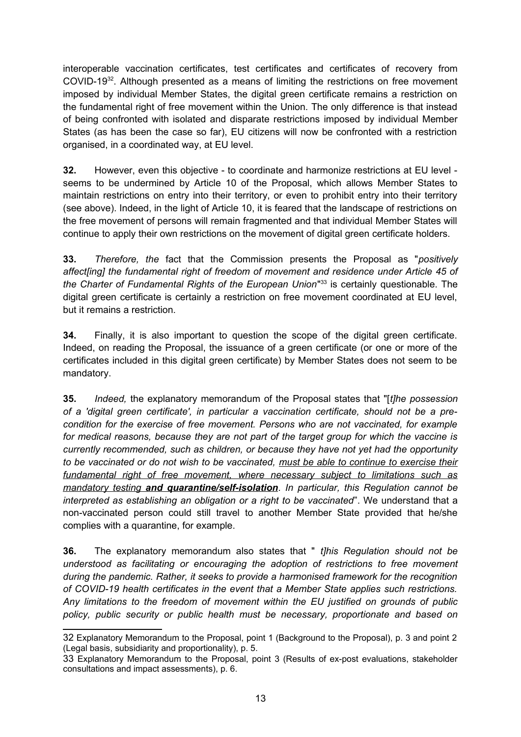interoperable vaccination certificates, test certificates and certificates of recovery from COVID-19[32]. Although presented as a means of limiting the restrictions on free movement imposed by individual Member States, the digital green certificate remains a restriction on the fundamental right of free movement within the Union. The only difference is that instead of being confronted with isolated and disparate restrictions imposed by individual Member States (as has been the case so far), EU citizens will now be confronted with a restriction organised, in a coordinated way, at EU level.

**32.** However, even this objective - to coordinate and harmonize restrictions at EU level - seems to be undermined by Article 10 of the Proposal, which allows Member States to maintain restrictions on entry into their territory, or even to prohibit entry into their territory (see above). Indeed, in the light of Article 10, it is feared that the landscape of restrictions on the free movement of persons will remain fragmented and that individual Member States will continue to apply their own restrictions on the movement of digital green certificate holders.

**33.** *Therefore, the* fact that the Commission presents the Proposal as "*positively affect[ing] the fundamental right of freedom of movement and residence under Article 45 of the Charter of Fundamental Rights of the European Union*"[33] is certainly questionable. The digital green certificate is certainly a restriction on free movement coordinated at EU level, but it remains a restriction.

**34.** Finally, it is also important to question the scope of the digital green certificate. Indeed, on reading the Proposal, the issuance of a green certificate (or one or more of the certificates included in this digital green certificate) by Member States does not seem to be mandatory.

**35.** *Indeed,* the explanatory memorandum of the Proposal states that "[*t]he possession of a 'digital green certificate', in particular a vaccination certificate, should not be a pre-condition for the exercise of free movement. Persons who are not vaccinated, for example for medical reasons, because they are not part of the target group for which the vaccine is currently recommended, such as children, or because they have not yet had the opportunity to be vaccinated or do not wish to be vaccinated, <u>must be able to continue to exercise their fundamental right of free movement, where necessary subject to limitations such as mandatory testing</u>* ***<u>and quarantine/self-isolation</u>****. In particular, this Regulation cannot be interpreted as establishing an obligation or a right to be vaccinated*". We understand that a non-vaccinated person could still travel to another Member State provided that he/she complies with a quarantine, for example.

**36.** The explanatory memorandum also states that " *t]his Regulation should not be understood as facilitating or encouraging the adoption of restrictions to free movement during the pandemic. Rather, it seeks to provide a harmonised framework for the recognition of COVID-19 health certificates in the event that a Member State applies such restrictions. Any limitations to the freedom of movement within the EU justified on grounds of public policy, public security or public health must be necessary, proportionate and based on*

---

32 Explanatory Memorandum to the Proposal, point 1 (Background to the Proposal), p. 3 and point 2 (Legal basis, subsidiarity and proportionality), p. 5.

33 Explanatory Memorandum to the Proposal, point 3 (Results of ex-post evaluations, stakeholder consultations and impact assessments), p. 6.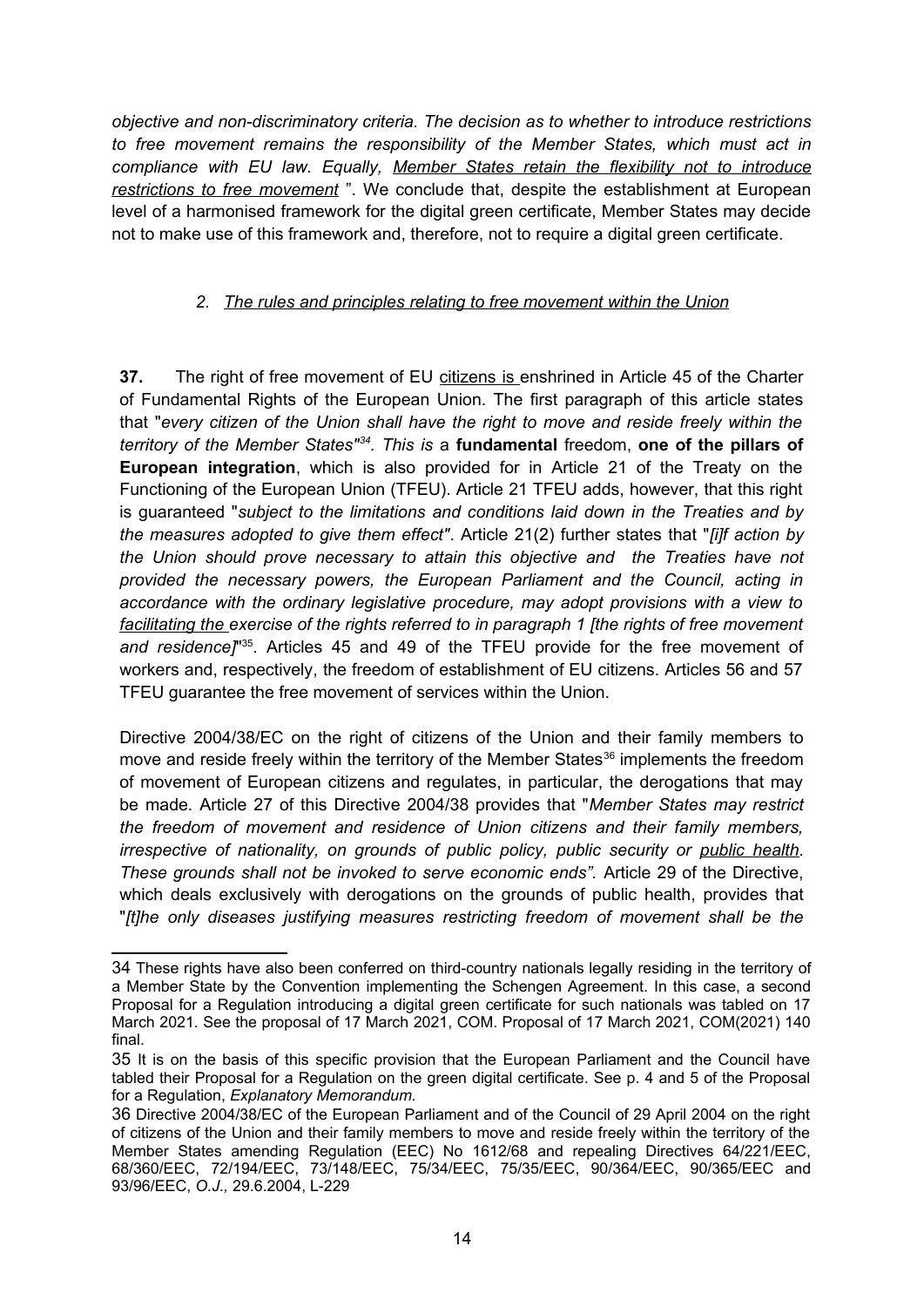*objective and non-discriminatory criteria. The decision as to whether to introduce restrictions to free movement remains the responsibility of the Member States, which must act in compliance with EU law. Equally, Member States retain the flexibility not to introduce restrictions to free movement* ". We conclude that, despite the establishment at European level of a harmonised framework for the digital green certificate, Member States may decide not to make use of this framework and, therefore, not to require a digital green certificate.

### *2. The rules and principles relating to free movement within the Union*

**37.** The right of free movement of EU citizens is enshrined in Article 45 of the Charter of Fundamental Rights of the European Union. The first paragraph of this article states that "*every citizen of the Union shall have the right to move and reside freely within the territory of the Member States"*[34]. *This is* a **fundamental** freedom, **one of the pillars of European integration**, which is also provided for in Article 21 of the Treaty on the Functioning of the European Union (TFEU). Article 21 TFEU adds, however, that this right is guaranteed "*subject to the limitations and conditions laid down in the Treaties and by the measures adopted to give them effect"*. Article 21(2) further states that "*[i]f action by the Union should prove necessary to attain this objective and the Treaties have not provided the necessary powers, the European Parliament and the Council, acting in accordance with the ordinary legislative procedure, may adopt provisions with a view to facilitating the exercise of the rights referred to in paragraph 1 [the rights of free movement and residence]*"[35]. Articles 45 and 49 of the TFEU provide for the free movement of workers and, respectively, the freedom of establishment of EU citizens. Articles 56 and 57 TFEU guarantee the free movement of services within the Union.

Directive 2004/38/EC on the right of citizens of the Union and their family members to move and reside freely within the territory of the Member States[36] implements the freedom of movement of European citizens and regulates, in particular, the derogations that may be made. Article 27 of this Directive 2004/38 provides that "*Member States may restrict the freedom of movement and residence of Union citizens and their family members, irrespective of nationality, on grounds of public policy, public security or public health. These grounds shall not be invoked to serve economic ends".* Article 29 of the Directive, which deals exclusively with derogations on the grounds of public health, provides that "*[t]he only diseases justifying measures restricting freedom of movement shall be the*

---

34 These rights have also been conferred on third-country nationals legally residing in the territory of a Member State by the Convention implementing the Schengen Agreement. In this case, a second Proposal for a Regulation introducing a digital green certificate for such nationals was tabled on 17 March 2021. See the proposal of 17 March 2021, COM. Proposal of 17 March 2021, COM(2021) 140 final.

35 It is on the basis of this specific provision that the European Parliament and the Council have tabled their Proposal for a Regulation on the green digital certificate. See p. 4 and 5 of the Proposal for a Regulation, *Explanatory Memorandum.*

36 Directive 2004/38/EC of the European Parliament and of the Council of 29 April 2004 on the right of citizens of the Union and their family members to move and reside freely within the territory of the Member States amending Regulation (EEC) No 1612/68 and repealing Directives 64/221/EEC, 68/360/EEC, 72/194/EEC, 73/148/EEC, 75/34/EEC, 75/35/EEC, 90/364/EEC, 90/365/EEC and 93/96/EEC, *O.J.,* 29.6.2004, L-229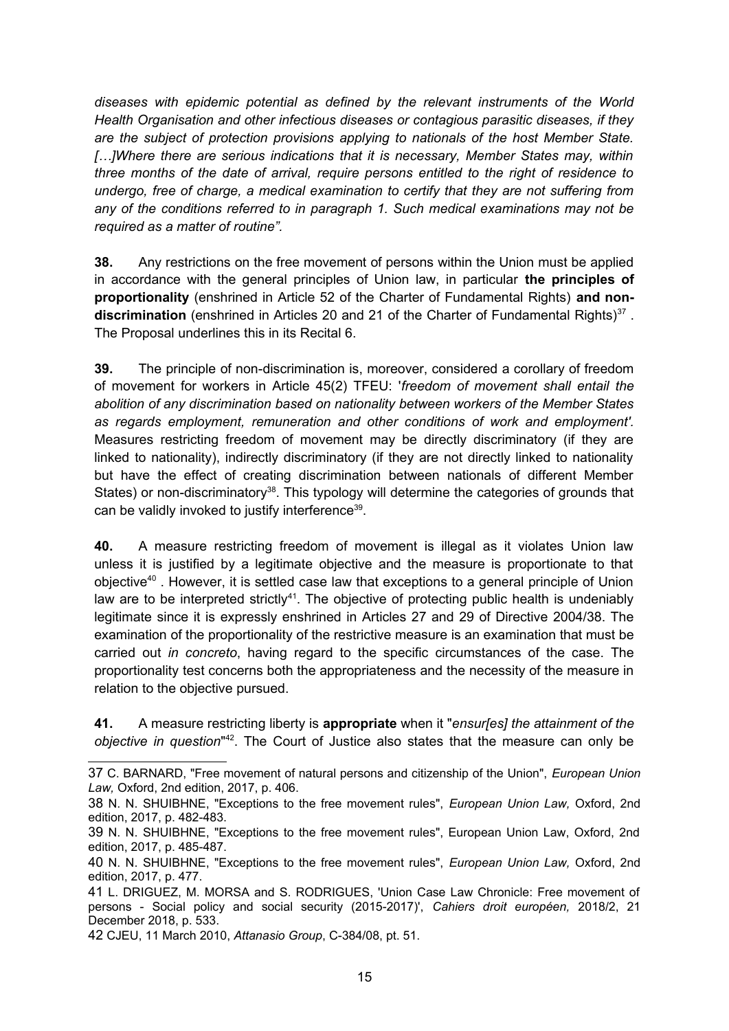*diseases with epidemic potential as defined by the relevant instruments of the World Health Organisation and other infectious diseases or contagious parasitic diseases, if they are the subject of protection provisions applying to nationals of the host Member State. […]Where there are serious indications that it is necessary, Member States may, within three months of the date of arrival, require persons entitled to the right of residence to undergo, free of charge, a medical examination to certify that they are not suffering from any of the conditions referred to in paragraph 1. Such medical examinations may not be required as a matter of routine".*

**38.** Any restrictions on the free movement of persons within the Union must be applied in accordance with the general principles of Union law, in particular **the principles of proportionality** (enshrined in Article 52 of the Charter of Fundamental Rights) **and non-discrimination** (enshrined in Articles 20 and 21 of the Charter of Fundamental Rights)[37] . The Proposal underlines this in its Recital 6.

**39.** The principle of non-discrimination is, moreover, considered a corollary of freedom of movement for workers in Article 45(2) TFEU: '*freedom of movement shall entail the abolition of any discrimination based on nationality between workers of the Member States as regards employment, remuneration and other conditions of work and employment'.* Measures restricting freedom of movement may be directly discriminatory (if they are linked to nationality), indirectly discriminatory (if they are not directly linked to nationality but have the effect of creating discrimination between nationals of different Member States) or non-discriminatory[38]. This typology will determine the categories of grounds that can be validly invoked to justify interference[39].

**40.** A measure restricting freedom of movement is illegal as it violates Union law unless it is justified by a legitimate objective and the measure is proportionate to that objective[40] . However, it is settled case law that exceptions to a general principle of Union law are to be interpreted strictly[41]. The objective of protecting public health is undeniably legitimate since it is expressly enshrined in Articles 27 and 29 of Directive 2004/38. The examination of the proportionality of the restrictive measure is an examination that must be carried out *in concreto*, having regard to the specific circumstances of the case. The proportionality test concerns both the appropriateness and the necessity of the measure in relation to the objective pursued.

**41.** A measure restricting liberty is **appropriate** when it "*ensur[es] the attainment of the objective in question*"[42]. The Court of Justice also states that the measure can only be

---

37 C. BARNARD, "Free movement of natural persons and citizenship of the Union", *European Union Law,* Oxford, 2nd edition, 2017, p. 406.

38 N. N. SHUIBHNE, "Exceptions to the free movement rules", *European Union Law,* Oxford, 2nd edition, 2017, p. 482-483.

39 N. N. SHUIBHNE, "Exceptions to the free movement rules", European Union Law, Oxford, 2nd edition, 2017, p. 485-487.

40 N. N. SHUIBHNE, "Exceptions to the free movement rules", *European Union Law,* Oxford, 2nd edition, 2017, p. 477.

41 L. DRIGUEZ, M. MORSA and S. RODRIGUES, 'Union Case Law Chronicle: Free movement of persons - Social policy and social security (2015-2017)', *Cahiers droit européen,* 2018/2, 21 December 2018, p. 533.

42 CJEU, 11 March 2010, *Attanasio Group*, C-384/08, pt. 51.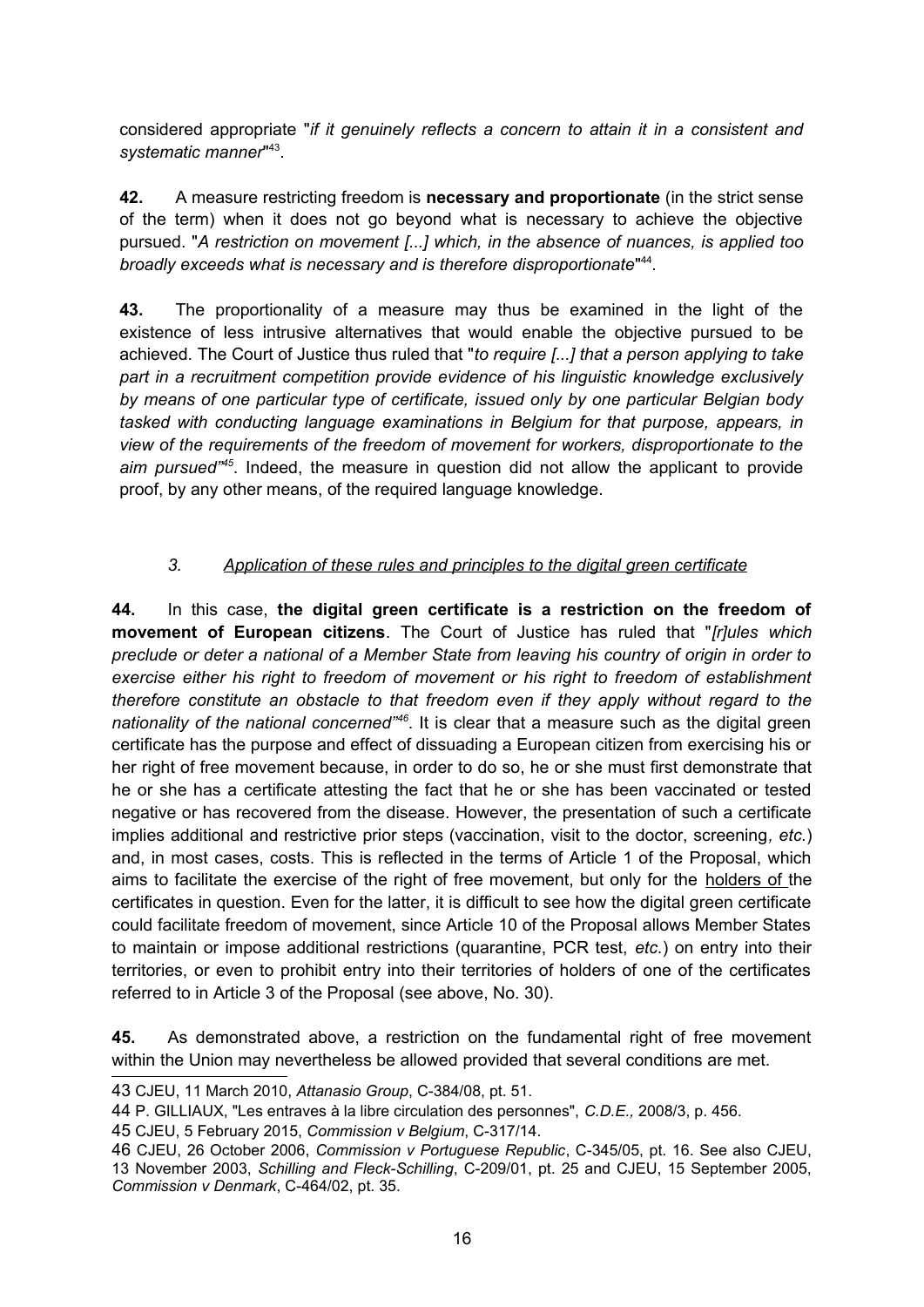considered appropriate "*if it genuinely reflects a concern to attain it in a consistent and systematic manner*"[43].

**42.** A measure restricting freedom is **necessary and proportionate** (in the strict sense of the term) when it does not go beyond what is necessary to achieve the objective pursued. "*A restriction on movement [...] which, in the absence of nuances, is applied too broadly exceeds what is necessary and is therefore disproportionate*"[44].

**43.** The proportionality of a measure may thus be examined in the light of the existence of less intrusive alternatives that would enable the objective pursued to be achieved. The Court of Justice thus ruled that "*to require [...] that a person applying to take part in a recruitment competition provide evidence of his linguistic knowledge exclusively by means of one particular type of certificate, issued only by one particular Belgian body tasked with conducting language examinations in Belgium for that purpose, appears, in view of the requirements of the freedom of movement for workers, disproportionate to the aim pursued*"[45]. Indeed, the measure in question did not allow the applicant to provide proof, by any other means, of the required language knowledge.

### *3. Application of these rules and principles to the digital green certificate*

**44.** In this case, **the digital green certificate is a restriction on the freedom of movement of European citizens**. The Court of Justice has ruled that "*[r]ules which preclude or deter a national of a Member State from leaving his country of origin in order to exercise either his right to freedom of movement or his right to freedom of establishment therefore constitute an obstacle to that freedom even if they apply without regard to the nationality of the national concerned*"[46]. It is clear that a measure such as the digital green certificate has the purpose and effect of dissuading a European citizen from exercising his or her right of free movement because, in order to do so, he or she must first demonstrate that he or she has a certificate attesting the fact that he or she has been vaccinated or tested negative or has recovered from the disease. However, the presentation of such a certificate implies additional and restrictive prior steps (vaccination, visit to the doctor, screening*, etc.*) and, in most cases, costs. This is reflected in the terms of Article 1 of the Proposal, which aims to facilitate the exercise of the right of free movement, but only for the holders of the certificates in question. Even for the latter, it is difficult to see how the digital green certificate could facilitate freedom of movement, since Article 10 of the Proposal allows Member States to maintain or impose additional restrictions (quarantine, PCR test, *etc.*) on entry into their territories, or even to prohibit entry into their territories of holders of one of the certificates referred to in Article 3 of the Proposal (see above, No. 30).

**45.** As demonstrated above, a restriction on the fundamental right of free movement within the Union may nevertheless be allowed provided that several conditions are met.

---

43 CJEU, 11 March 2010, *Attanasio Group*, C-384/08, pt. 51.

44 P. GILLIAUX, "Les entraves à la libre circulation des personnes", *C.D.E.,* 2008/3, p. 456.

45 CJEU, 5 February 2015, *Commission v Belgium*, C-317/14.

46 CJEU, 26 October 2006, *Commission v Portuguese Republic*, C-345/05, pt. 16. See also CJEU, 13 November 2003, *Schilling and Fleck-Schilling*, C-209/01, pt. 25 and CJEU, 15 September 2005, *Commission v Denmark*, C-464/02, pt. 35.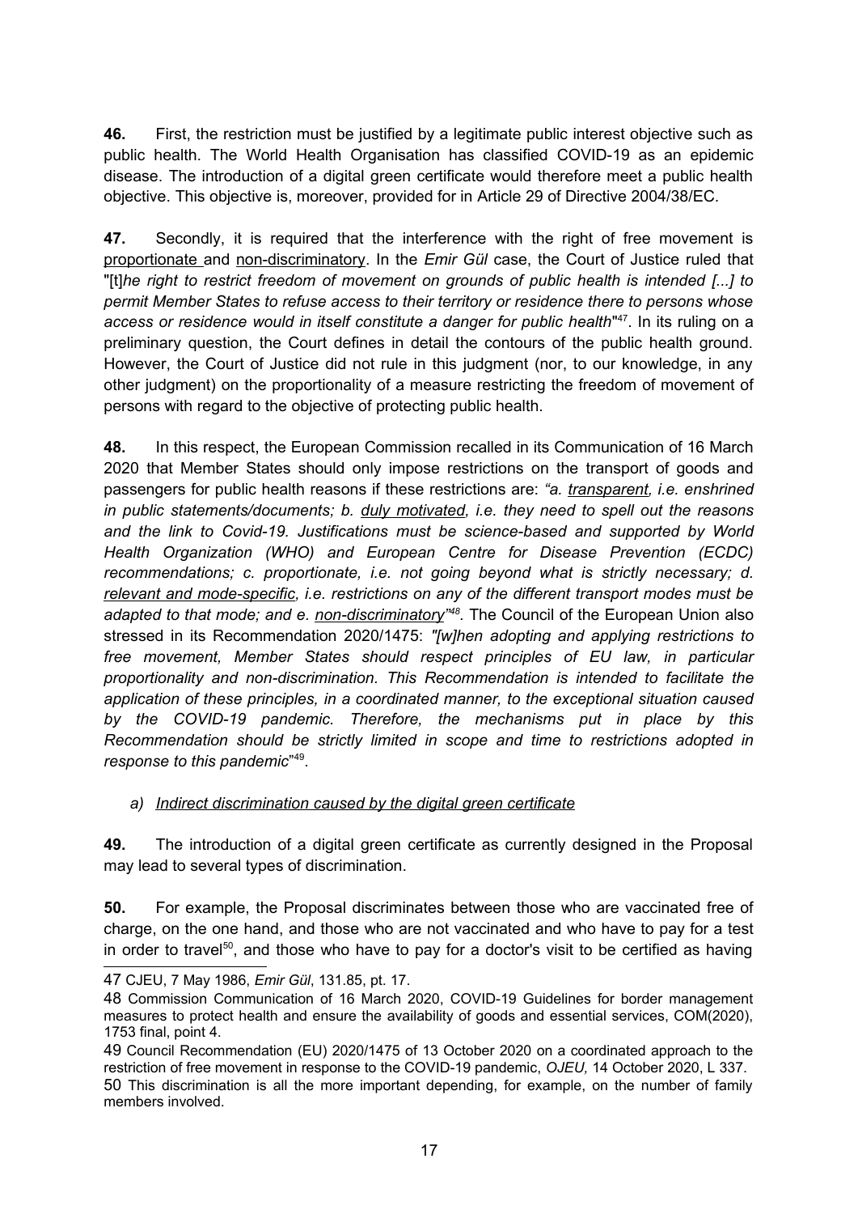**46.** First, the restriction must be justified by a legitimate public interest objective such as public health. The World Health Organisation has classified COVID-19 as an epidemic disease. The introduction of a digital green certificate would therefore meet a public health objective. This objective is, moreover, provided for in Article 29 of Directive 2004/38/EC.

**47.** Secondly, it is required that the interference with the right of free movement is <u>proportionate</u> and <u>non-discriminatory</u>. In the *Emir Gül* case, the Court of Justice ruled that "[t]*he right to restrict freedom of movement on grounds of public health is intended [...] to permit Member States to refuse access to their territory or residence there to persons whose access or residence would in itself constitute a danger for public health*"[47]. In its ruling on a preliminary question, the Court defines in detail the contours of the public health ground. However, the Court of Justice did not rule in this judgment (nor, to our knowledge, in any other judgment) on the proportionality of a measure restricting the freedom of movement of persons with regard to the objective of protecting public health.

**48.** In this respect, the European Commission recalled in its Communication of 16 March 2020 that Member States should only impose restrictions on the transport of goods and passengers for public health reasons if these restrictions are: *"a. <u>transparent</u>, i.e. enshrined in public statements/documents; b. <u>duly motivated</u>, i.e. they need to spell out the reasons and the link to Covid-19. Justifications must be science-based and supported by World Health Organization (WHO) and European Centre for Disease Prevention (ECDC) recommendations; c. proportionate, i.e. not going beyond what is strictly necessary; d. <u>relevant and mode-specific</u>, i.e. restrictions on any of the different transport modes must be adapted to that mode; and e. <u>non-discriminatory</u>"*[48]. The Council of the European Union also stressed in its Recommendation 2020/1475: *"[w]hen adopting and applying restrictions to free movement, Member States should respect principles of EU law, in particular proportionality and non-discrimination. This Recommendation is intended to facilitate the application of these principles, in a coordinated manner, to the exceptional situation caused by the COVID-19 pandemic. Therefore, the mechanisms put in place by this Recommendation should be strictly limited in scope and time to restrictions adopted in response to this pandemic*"[49].

*a) <u>Indirect discrimination caused by the digital green certificate</u>*

**49.** The introduction of a digital green certificate as currently designed in the Proposal may lead to several types of discrimination.

**50.** For example, the Proposal discriminates between those who are vaccinated free of charge, on the one hand, and those who are not vaccinated and who have to pay for a test in order to travel[50], and those who have to pay for a doctor's visit to be certified as having

---

47 CJEU, 7 May 1986, *Emir Gül*, 131.85, pt. 17.

48 Commission Communication of 16 March 2020, COVID-19 Guidelines for border management measures to protect health and ensure the availability of goods and essential services, COM(2020), 1753 final, point 4.

49 Council Recommendation (EU) 2020/1475 of 13 October 2020 on a coordinated approach to the restriction of free movement in response to the COVID-19 pandemic, *OJEU,* 14 October 2020, L 337.

50 This discrimination is all the more important depending, for example, on the number of family members involved.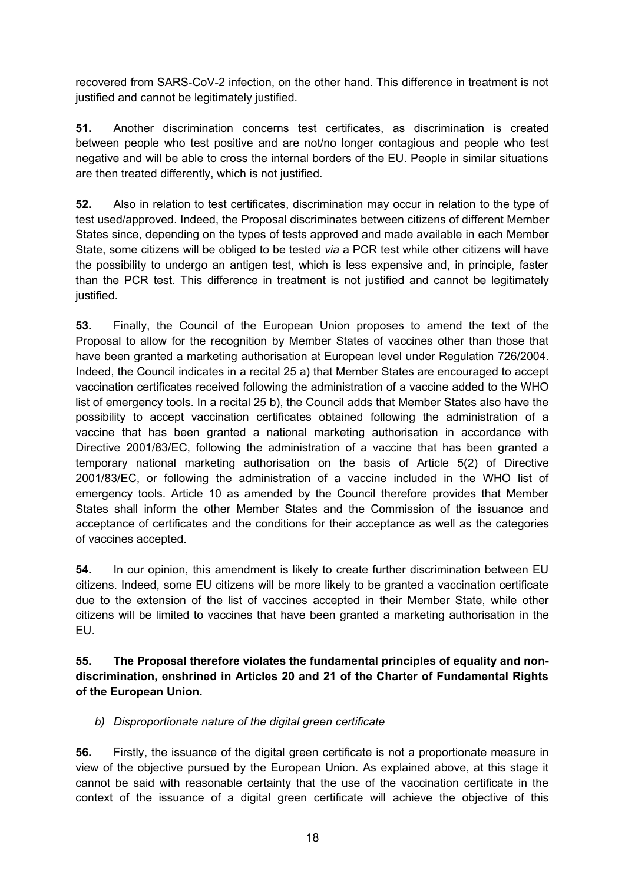recovered from SARS-CoV-2 infection, on the other hand. This difference in treatment is not justified and cannot be legitimately justified.

**51.** Another discrimination concerns test certificates, as discrimination is created between people who test positive and are not/no longer contagious and people who test negative and will be able to cross the internal borders of the EU. People in similar situations are then treated differently, which is not justified.

**52.** Also in relation to test certificates, discrimination may occur in relation to the type of test used/approved. Indeed, the Proposal discriminates between citizens of different Member States since, depending on the types of tests approved and made available in each Member State, some citizens will be obliged to be tested *via* a PCR test while other citizens will have the possibility to undergo an antigen test, which is less expensive and, in principle, faster than the PCR test. This difference in treatment is not justified and cannot be legitimately justified.

**53.** Finally, the Council of the European Union proposes to amend the text of the Proposal to allow for the recognition by Member States of vaccines other than those that have been granted a marketing authorisation at European level under Regulation 726/2004. Indeed, the Council indicates in a recital 25 a) that Member States are encouraged to accept vaccination certificates received following the administration of a vaccine added to the WHO list of emergency tools. In a recital 25 b), the Council adds that Member States also have the possibility to accept vaccination certificates obtained following the administration of a vaccine that has been granted a national marketing authorisation in accordance with Directive 2001/83/EC, following the administration of a vaccine that has been granted a temporary national marketing authorisation on the basis of Article 5(2) of Directive 2001/83/EC, or following the administration of a vaccine included in the WHO list of emergency tools. Article 10 as amended by the Council therefore provides that Member States shall inform the other Member States and the Commission of the issuance and acceptance of certificates and the conditions for their acceptance as well as the categories of vaccines accepted.

**54.** In our opinion, this amendment is likely to create further discrimination between EU citizens. Indeed, some EU citizens will be more likely to be granted a vaccination certificate due to the extension of the list of vaccines accepted in their Member State, while other citizens will be limited to vaccines that have been granted a marketing authorisation in the EU.

**55. The Proposal therefore violates the fundamental principles of equality and non-discrimination, enshrined in Articles 20 and 21 of the Charter of Fundamental Rights of the European Union.**

*b) Disproportionate nature of the digital green certificate*

**56.** Firstly, the issuance of the digital green certificate is not a proportionate measure in view of the objective pursued by the European Union. As explained above, at this stage it cannot be said with reasonable certainty that the use of the vaccination certificate in the context of the issuance of a digital green certificate will achieve the objective of this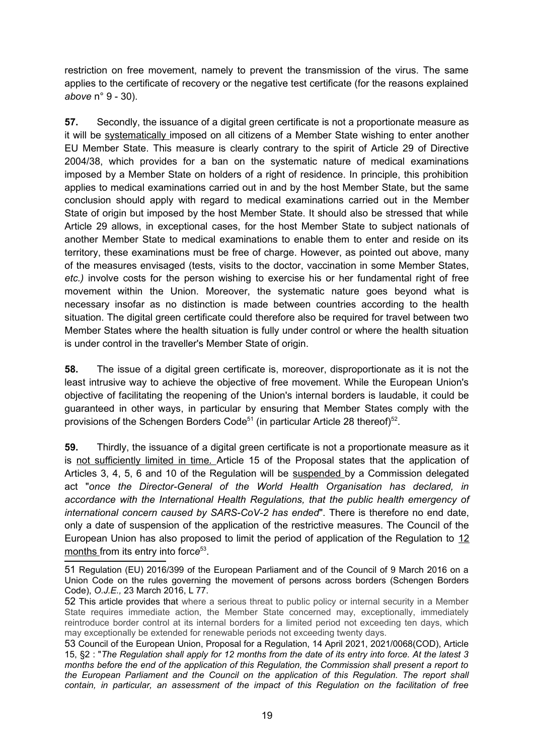restriction on free movement, namely to prevent the transmission of the virus. The same applies to the certificate of recovery or the negative test certificate (for the reasons explained *above* n° 9 - 30).

**57.** Secondly, the issuance of a digital green certificate is not a proportionate measure as it will be systematically imposed on all citizens of a Member State wishing to enter another EU Member State. This measure is clearly contrary to the spirit of Article 29 of Directive 2004/38, which provides for a ban on the systematic nature of medical examinations imposed by a Member State on holders of a right of residence. In principle, this prohibition applies to medical examinations carried out in and by the host Member State, but the same conclusion should apply with regard to medical examinations carried out in the Member State of origin but imposed by the host Member State. It should also be stressed that while Article 29 allows, in exceptional cases, for the host Member State to subject nationals of another Member State to medical examinations to enable them to enter and reside on its territory, these examinations must be free of charge. However, as pointed out above, many of the measures envisaged (tests, visits to the doctor, vaccination in some Member States, *etc.)* involve costs for the person wishing to exercise his or her fundamental right of free movement within the Union. Moreover, the systematic nature goes beyond what is necessary insofar as no distinction is made between countries according to the health situation. The digital green certificate could therefore also be required for travel between two Member States where the health situation is fully under control or where the health situation is under control in the traveller's Member State of origin.

**58.** The issue of a digital green certificate is, moreover, disproportionate as it is not the least intrusive way to achieve the objective of free movement. While the European Union's objective of facilitating the reopening of the Union's internal borders is laudable, it could be guaranteed in other ways, in particular by ensuring that Member States comply with the provisions of the Schengen Borders Code[51] (in particular Article 28 thereof)[52].

**59.** Thirdly, the issuance of a digital green certificate is not a proportionate measure as it is not sufficiently limited in time. Article 15 of the Proposal states that the application of Articles 3, 4, 5, 6 and 10 of the Regulation will be suspended by a Commission delegated act "*once the Director-General of the World Health Organisation has declared, in accordance with the International Health Regulations, that the public health emergency of international concern caused by SARS-CoV-2 has ended*". There is therefore no end date, only a date of suspension of the application of the restrictive measures. The Council of the European Union has also proposed to limit the period of application of the Regulation to 12 months from its entry into force[53].

---

51 Regulation (EU) 2016/399 of the European Parliament and of the Council of 9 March 2016 on a Union Code on the rules governing the movement of persons across borders (Schengen Borders Code), *O.J.E.,* 23 March 2016, L 77.

52 This article provides that where a serious threat to public policy or internal security in a Member State requires immediate action, the Member State concerned may, exceptionally, immediately reintroduce border control at its internal borders for a limited period not exceeding ten days, which may exceptionally be extended for renewable periods not exceeding twenty days.

53 Council of the European Union, Proposal for a Regulation, 14 April 2021, 2021/0068(COD), Article 15, §2 : "*The Regulation shall apply for 12 months from the date of its entry into force. At the latest 3 months before the end of the application of this Regulation, the Commission shall present a report to the European Parliament and the Council on the application of this Regulation. The report shall contain, in particular, an assessment of the impact of this Regulation on the facilitation of free*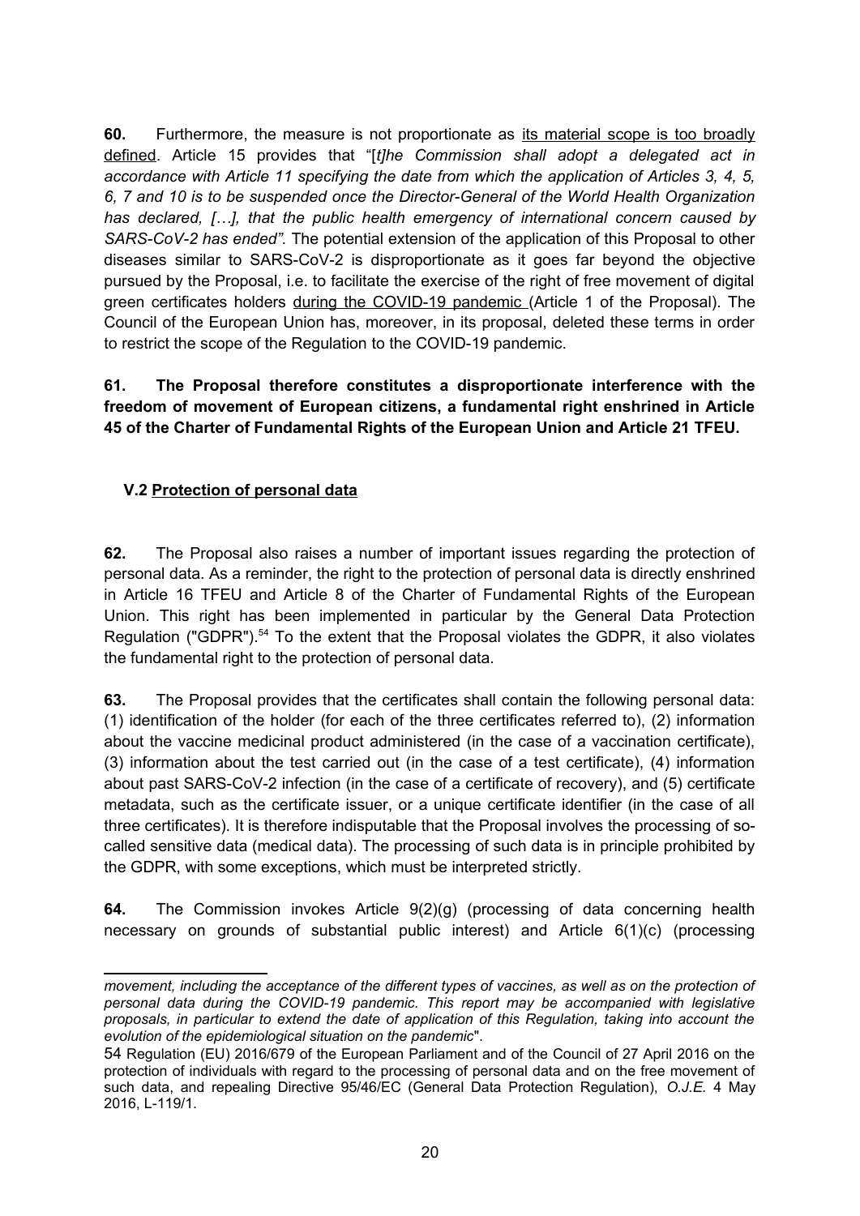**60.** Furthermore, the measure is not proportionate as <u>its material scope is too broadly defined</u>. Article 15 provides that "[*t]he Commission shall adopt a delegated act in accordance with Article 11 specifying the date from which the application of Articles 3, 4, 5, 6, 7 and 10 is to be suspended once the Director-General of the World Health Organization has declared, […], that the public health emergency of international concern caused by SARS-CoV-2 has ended".* The potential extension of the application of this Proposal to other diseases similar to SARS-CoV-2 is disproportionate as it goes far beyond the objective pursued by the Proposal, i.e. to facilitate the exercise of the right of free movement of digital green certificates holders <u>during the COVID-19 pandemic</u> (Article 1 of the Proposal). The Council of the European Union has, moreover, in its proposal, deleted these terms in order to restrict the scope of the Regulation to the COVID-19 pandemic.

**61. The Proposal therefore constitutes a disproportionate interference with the freedom of movement of European citizens, a fundamental right enshrined in Article 45 of the Charter of Fundamental Rights of the European Union and Article 21 TFEU.**

### V.2 <u>Protection of personal data</u>

**62.** The Proposal also raises a number of important issues regarding the protection of personal data. As a reminder, the right to the protection of personal data is directly enshrined in Article 16 TFEU and Article 8 of the Charter of Fundamental Rights of the European Union. This right has been implemented in particular by the General Data Protection Regulation ("GDPR").[54] To the extent that the Proposal violates the GDPR, it also violates the fundamental right to the protection of personal data.

**63.** The Proposal provides that the certificates shall contain the following personal data: (1) identification of the holder (for each of the three certificates referred to), (2) information about the vaccine medicinal product administered (in the case of a vaccination certificate), (3) information about the test carried out (in the case of a test certificate), (4) information about past SARS-CoV-2 infection (in the case of a certificate of recovery), and (5) certificate metadata, such as the certificate issuer, or a unique certificate identifier (in the case of all three certificates). It is therefore indisputable that the Proposal involves the processing of so-called sensitive data (medical data). The processing of such data is in principle prohibited by the GDPR, with some exceptions, which must be interpreted strictly.

**64.** The Commission invokes Article 9(2)(g) (processing of data concerning health necessary on grounds of substantial public interest) and Article 6(1)(c) (processing

---

*movement, including the acceptance of the different types of vaccines, as well as on the protection of personal data during the COVID-19 pandemic. This report may be accompanied with legislative proposals, in particular to extend the date of application of this Regulation, taking into account the evolution of the epidemiological situation on the pandemic*".

54 Regulation (EU) 2016/679 of the European Parliament and of the Council of 27 April 2016 on the protection of individuals with regard to the processing of personal data and on the free movement of such data, and repealing Directive 95/46/EC (General Data Protection Regulation), *O.J.E.* 4 May 2016, L-119/1.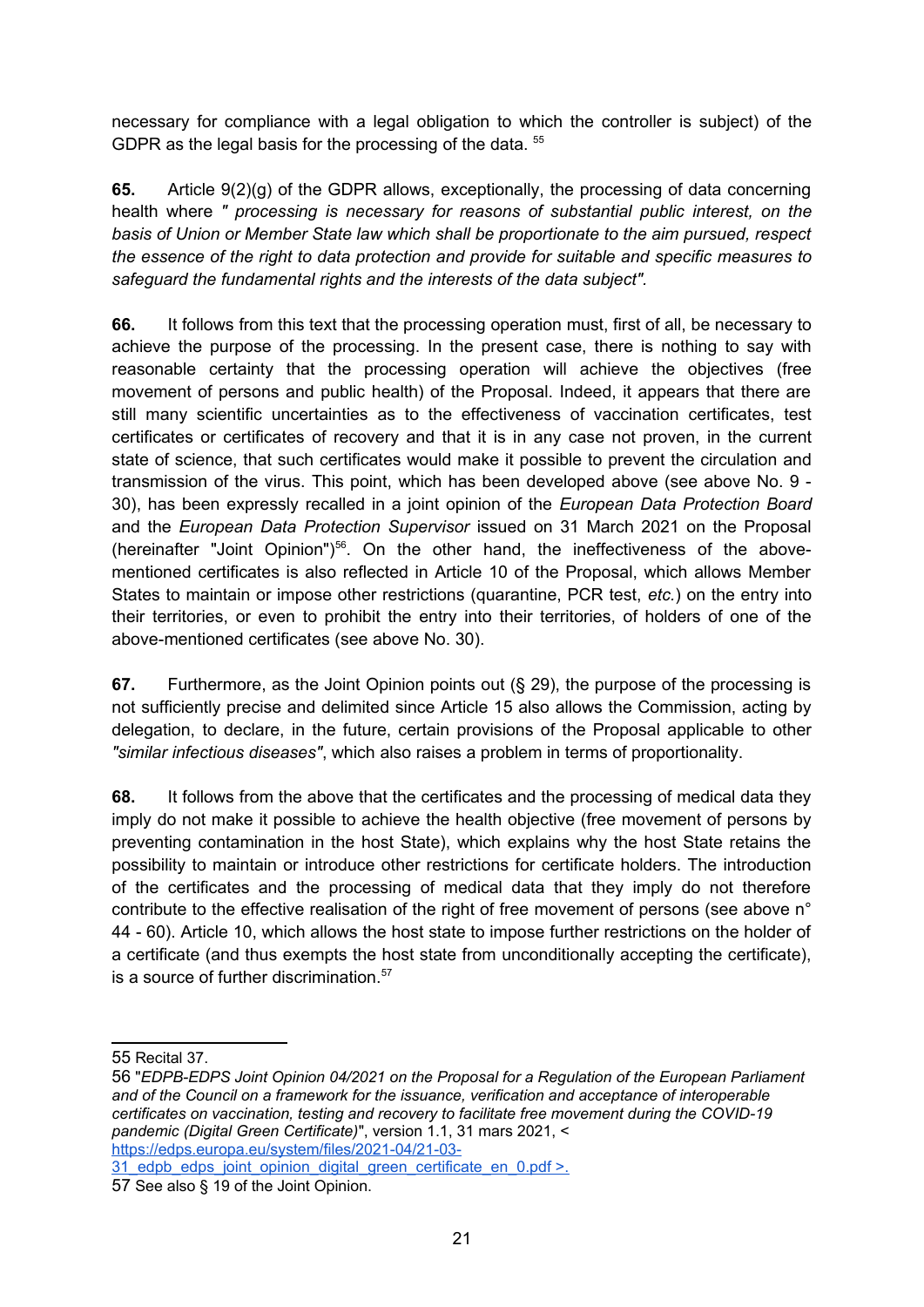necessary for compliance with a legal obligation to which the controller is subject) of the GDPR as the legal basis for the processing of the data. [55]

**65.** Article 9(2)(g) of the GDPR allows, exceptionally, the processing of data concerning health where *" processing is necessary for reasons of substantial public interest, on the basis of Union or Member State law which shall be proportionate to the aim pursued, respect the essence of the right to data protection and provide for suitable and specific measures to safeguard the fundamental rights and the interests of the data subject".*

**66.** It follows from this text that the processing operation must, first of all, be necessary to achieve the purpose of the processing. In the present case, there is nothing to say with reasonable certainty that the processing operation will achieve the objectives (free movement of persons and public health) of the Proposal. Indeed, it appears that there are still many scientific uncertainties as to the effectiveness of vaccination certificates, test certificates or certificates of recovery and that it is in any case not proven, in the current state of science, that such certificates would make it possible to prevent the circulation and transmission of the virus. This point, which has been developed above (see above No. 9 - 30), has been expressly recalled in a joint opinion of the *European Data Protection Board* and the *European Data Protection Supervisor* issued on 31 March 2021 on the Proposal (hereinafter "Joint Opinion")[56]. On the other hand, the ineffectiveness of the above-mentioned certificates is also reflected in Article 10 of the Proposal, which allows Member States to maintain or impose other restrictions (quarantine, PCR test, *etc.*) on the entry into their territories, or even to prohibit the entry into their territories, of holders of one of the above-mentioned certificates (see above No. 30).

**67.** Furthermore, as the Joint Opinion points out (§ 29), the purpose of the processing is not sufficiently precise and delimited since Article 15 also allows the Commission, acting by delegation, to declare, in the future, certain provisions of the Proposal applicable to other *"similar infectious diseases"*, which also raises a problem in terms of proportionality.

**68.** It follows from the above that the certificates and the processing of medical data they imply do not make it possible to achieve the health objective (free movement of persons by preventing contamination in the host State), which explains why the host State retains the possibility to maintain or introduce other restrictions for certificate holders. The introduction of the certificates and the processing of medical data that they imply do not therefore contribute to the effective realisation of the right of free movement of persons (see above n° 44 - 60). Article 10, which allows the host state to impose further restrictions on the holder of a certificate (and thus exempts the host state from unconditionally accepting the certificate), is a source of further discrimination.[57]

---

[55] Recital 37.

[56] "*EDPB-EDPS Joint Opinion 04/2021 on the Proposal for a Regulation of the European Parliament and of the Council on a framework for the issuance, verification and acceptance of interoperable certificates on vaccination, testing and recovery to facilitate free movement during the COVID-19 pandemic (Digital Green Certificate)*", version 1.1, 31 mars 2021, < https://edps.europa.eu/system/files/2021-04/21-03-31_edpb_edps_joint_opinion_digital_green_certificate_en_0.pdf >.

[57] See also § 19 of the Joint Opinion.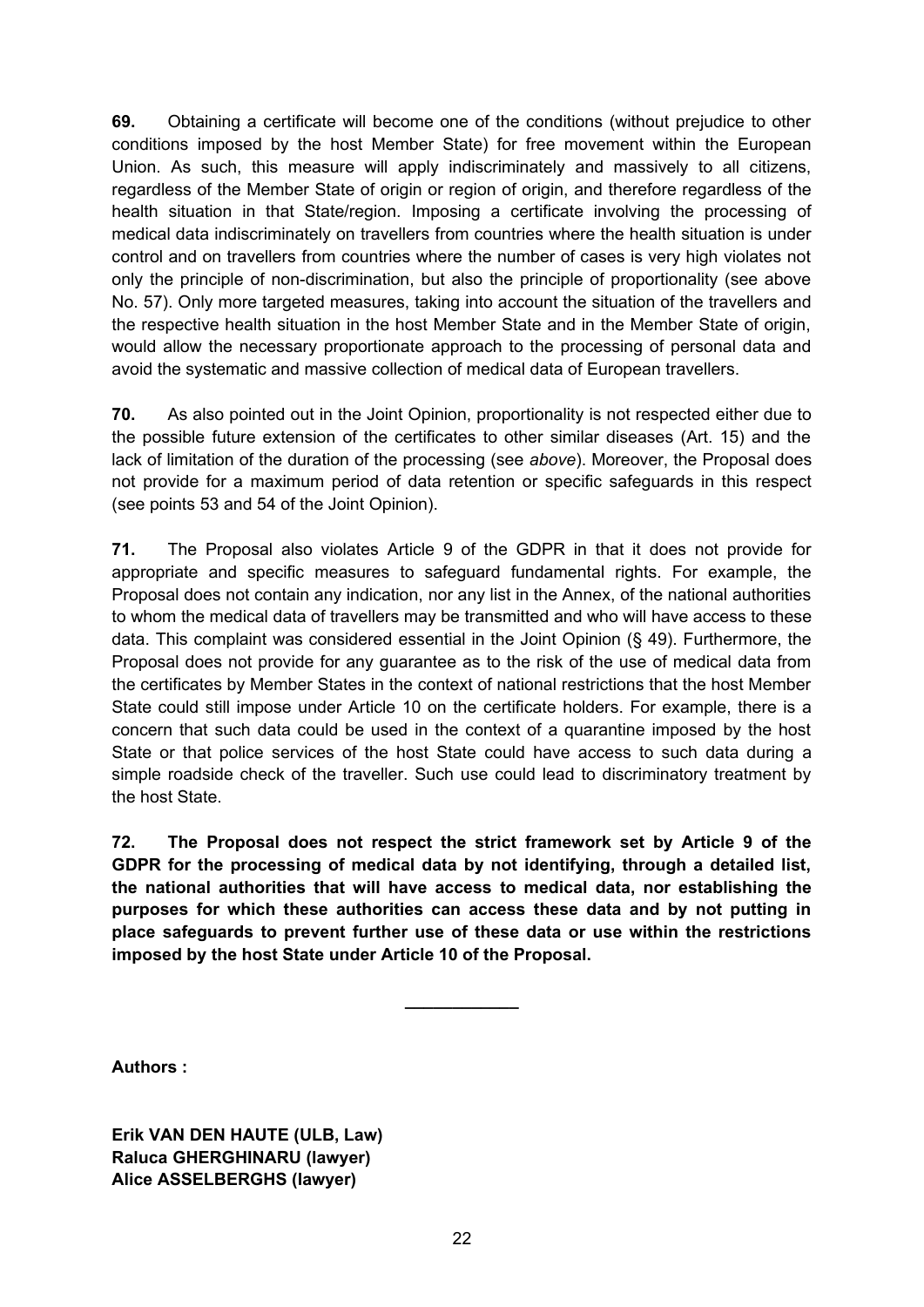**69.** Obtaining a certificate will become one of the conditions (without prejudice to other conditions imposed by the host Member State) for free movement within the European Union. As such, this measure will apply indiscriminately and massively to all citizens, regardless of the Member State of origin or region of origin, and therefore regardless of the health situation in that State/region. Imposing a certificate involving the processing of medical data indiscriminately on travellers from countries where the health situation is under control and on travellers from countries where the number of cases is very high violates not only the principle of non-discrimination, but also the principle of proportionality (see above No. 57). Only more targeted measures, taking into account the situation of the travellers and the respective health situation in the host Member State and in the Member State of origin, would allow the necessary proportionate approach to the processing of personal data and avoid the systematic and massive collection of medical data of European travellers.

**70.** As also pointed out in the Joint Opinion, proportionality is not respected either due to the possible future extension of the certificates to other similar diseases (Art. 15) and the lack of limitation of the duration of the processing (see *above*). Moreover, the Proposal does not provide for a maximum period of data retention or specific safeguards in this respect (see points 53 and 54 of the Joint Opinion).

**71.** The Proposal also violates Article 9 of the GDPR in that it does not provide for appropriate and specific measures to safeguard fundamental rights. For example, the Proposal does not contain any indication, nor any list in the Annex, of the national authorities to whom the medical data of travellers may be transmitted and who will have access to these data. This complaint was considered essential in the Joint Opinion (§ 49). Furthermore, the Proposal does not provide for any guarantee as to the risk of the use of medical data from the certificates by Member States in the context of national restrictions that the host Member State could still impose under Article 10 on the certificate holders. For example, there is a concern that such data could be used in the context of a quarantine imposed by the host State or that police services of the host State could have access to such data during a simple roadside check of the traveller. Such use could lead to discriminatory treatment by the host State.

**72. The Proposal does not respect the strict framework set by Article 9 of the GDPR for the processing of medical data by not identifying, through a detailed list, the national authorities that will have access to medical data, nor establishing the purposes for which these authorities can access these data and by not putting in place safeguards to prevent further use of these data or use within the restrictions imposed by the host State under Article 10 of the Proposal.**

---

**Authors :**

**Erik VAN DEN HAUTE (ULB, Law)**
**Raluca GHERGHINARU (lawyer)**
**Alice ASSELBERGHS (lawyer)**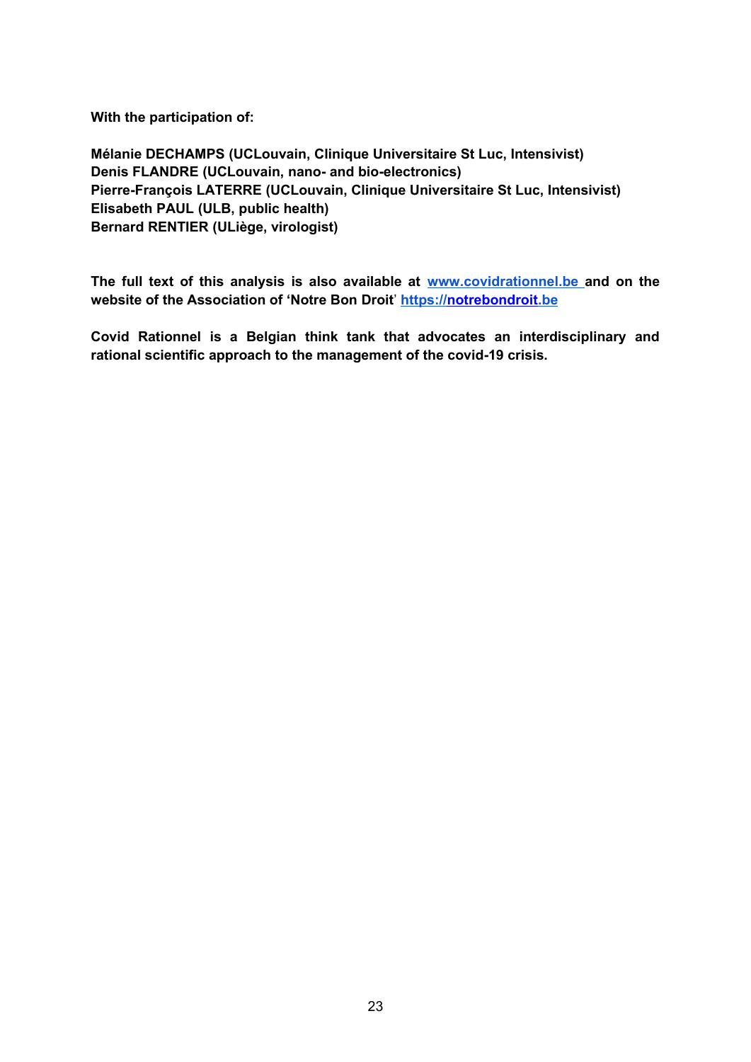**With the participation of:**

**Mélanie DECHAMPS (UCLouvain, Clinique Universitaire St Luc, Intensivist)**
**Denis FLANDRE (UCLouvain, nano- and bio-electronics)**
**Pierre-François LATERRE (UCLouvain, Clinique Universitaire St Luc, Intensivist)**
**Elisabeth PAUL (ULB, public health)**
**Bernard RENTIER (ULiège, virologist)**

**The full text of this analysis is also available at [www.covidrationnel.be](http://www.covidrationnel.be) and on the website of the Association of 'Notre Bon Droit' [https://notrebondroit.be](https://notrebondroit.be)**

**Covid Rationnel is a Belgian think tank that advocates an interdisciplinary and rational scientific approach to the management of the covid-19 crisis.**